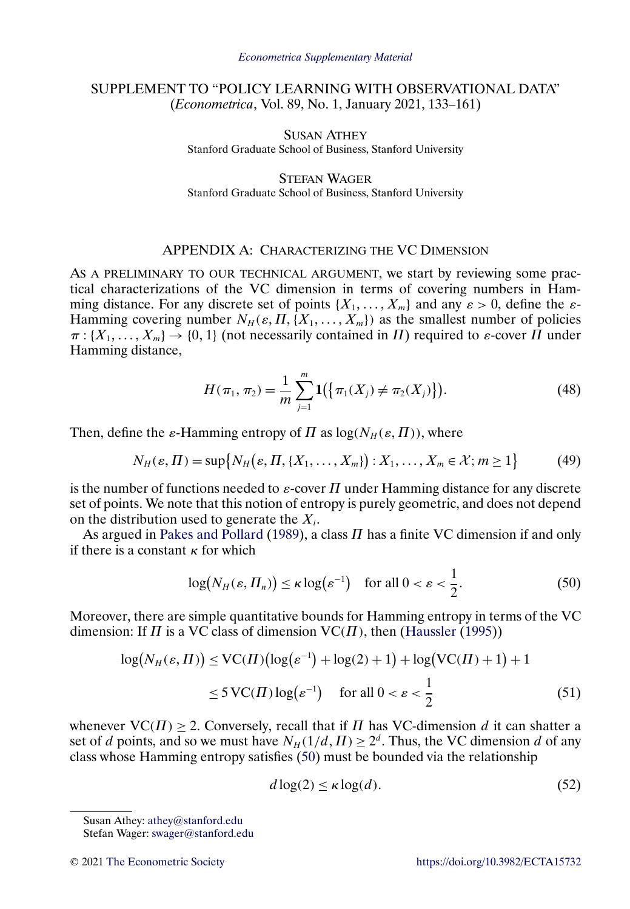*Econometrica Supplementary Material*

# SUPPLEMENT TO "POLICY LEARNING WITH OBSERVATIONAL DATA"

(*Econometrica*, Vol. 89, No. 1, January 2021, 133–161)

SUSAN ATHEY
Stanford Graduate School of Business, Stanford University

STEFAN WAGER
Stanford Graduate School of Business, Stanford University

## APPENDIX A: CHARACTERIZING THE VC DIMENSION

AS A PRELIMINARY TO OUR TECHNICAL ARGUMENT, we start by reviewing some practical characterizations of the VC dimension in terms of covering numbers in Hamming distance. For any discrete set of points $\{X_1, \dots, X_m\}$ and any $\varepsilon > 0$, define the $\varepsilon$-Hamming covering number $N_H(\varepsilon, \Pi, \{X_1, \dots, X_m\})$ as the smallest number of policies $\pi : \{X_1, \dots, X_m\} \to \{0, 1\}$ (not necessarily contained in $\Pi$) required to $\varepsilon$-cover $\Pi$ under Hamming distance,

$$H(\pi_1, \pi_2) = \frac{1}{m} \sum_{j=1}^{m} \mathbf{1}\big(\{\pi_1(X_j) \neq \pi_2(X_j)\}\big). \tag{48}$$

Then, define the $\varepsilon$-Hamming entropy of $\Pi$ as $\log(N_H(\varepsilon, \Pi))$, where

$$N_H(\varepsilon, \Pi) = \sup\big\{N_H\big(\varepsilon, \Pi, \{X_1, \dots, X_m\}\big) : X_1, \dots, X_m \in \mathcal{X}; m \geq 1\big\} \tag{49}$$

is the number of functions needed to $\varepsilon$-cover $\Pi$ under Hamming distance for any discrete set of points. We note that this notion of entropy is purely geometric, and does not depend on the distribution used to generate the $X_i$.

As argued in Pakes and Pollard (1989), a class $\Pi$ has a finite VC dimension if and only if there is a constant $\kappa$ for which

$$\log\big(N_H(\varepsilon, \Pi_n)\big) \leq \kappa \log\big(\varepsilon^{-1}\big) \quad \text{for all } 0 < \varepsilon < \frac{1}{2}. \tag{50}$$

Moreover, there are simple quantitative bounds for Hamming entropy in terms of the VC dimension: If $\Pi$ is a VC class of dimension $\mathrm{VC}(\Pi)$, then (Haussler (1995))

$$\begin{aligned}
\log\big(N_H(\varepsilon, \Pi)\big) &\leq \mathrm{VC}(\Pi)\big(\log\big(\varepsilon^{-1}\big) + \log(2) + 1\big) + \log\big(\mathrm{VC}(\Pi) + 1\big) + 1 \\
&\leq 5\, \mathrm{VC}(\Pi) \log\big(\varepsilon^{-1}\big) \quad \text{for all } 0 < \varepsilon < \frac{1}{2}
\end{aligned} \tag{51}$$

whenever $\mathrm{VC}(\Pi) \geq 2$. Conversely, recall that if $\Pi$ has VC-dimension $d$ it can shatter a set of $d$ points, and so we must have $N_H(1/d, \Pi) \geq 2^d$. Thus, the VC dimension $d$ of any class whose Hamming entropy satisfies (50) must be bounded via the relationship

$$d \log(2) \leq \kappa \log(d). \tag{52}$$

Susan Athey: athey@stanford.edu
Stefan Wager: swager@stanford.edu

© 2021 The Econometric Society https://doi.org/10.3982/ECTA15732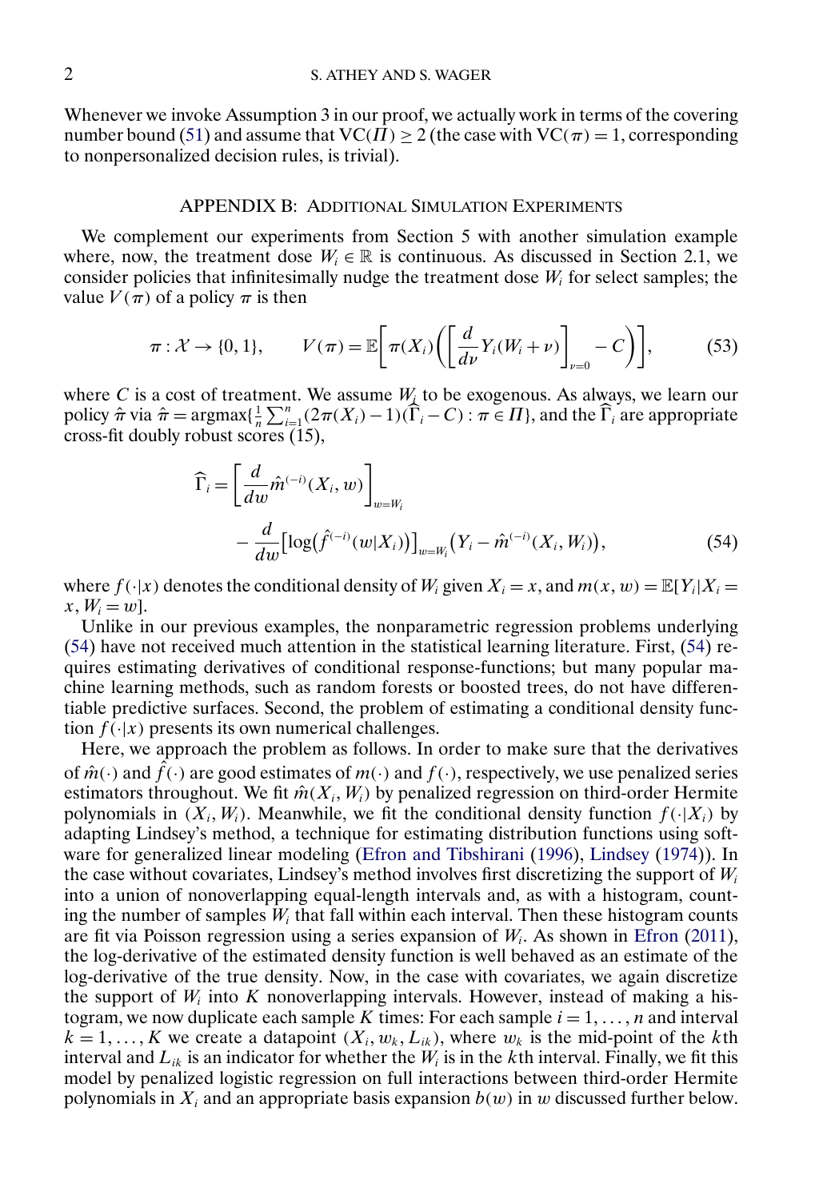Whenever we invoke Assumption 3 in our proof, we actually work in terms of the covering number bound (51) and assume that $\mathrm{VC}(\Pi) \geq 2$ (the case with $\mathrm{VC}(\pi) = 1$, corresponding to nonpersonalized decision rules, is trivial).

## APPENDIX B: ADDITIONAL SIMULATION EXPERIMENTS

We complement our experiments from Section 5 with another simulation example where, now, the treatment dose $W_i \in \mathbb{R}$ is continuous. As discussed in Section 2.1, we consider policies that infinitesimally nudge the treatment dose $W_i$ for select samples; the value $V(\pi)$ of a policy $\pi$ is then

$$\pi : \mathcal{X} \to \{0, 1\}, \qquad V(\pi) = \mathbb{E}\left[\pi(X_i)\left(\left[\frac{d}{d\nu} Y_i(W_i + \nu)\right]_{\nu=0} - C\right)\right], \tag{53}$$

where $C$ is a cost of treatment. We assume $W_i$ to be exogenous. As always, we learn our policy $\hat{\pi}$ via $\hat{\pi} = \operatorname{argmax}\{\frac{1}{n}\sum_{i=1}^{n}(2\pi(X_i) - 1)(\widehat{\Gamma}_i - C) : \pi \in \Pi\}$, and the $\widehat{\Gamma}_i$ are appropriate cross-fit doubly robust scores (15),

$$\widehat{\Gamma}_i = \left[\frac{d}{dw}\hat{m}^{(-i)}(X_i, w)\right]_{w=W_i} - \frac{d}{dw}\left[\log\left(\hat{f}^{(-i)}(w|X_i)\right)\right]_{w=W_i}\left(Y_i - \hat{m}^{(-i)}(X_i, W_i)\right), \tag{54}$$

where $f(\cdot|x)$ denotes the conditional density of $W_i$ given $X_i = x$, and $m(x, w) = \mathbb{E}[Y_i|X_i = x, W_i = w]$.

Unlike in our previous examples, the nonparametric regression problems underlying (54) have not received much attention in the statistical learning literature. First, (54) requires estimating derivatives of conditional response-functions; but many popular machine learning methods, such as random forests or boosted trees, do not have differentiable predictive surfaces. Second, the problem of estimating a conditional density function $f(\cdot|x)$ presents its own numerical challenges.

Here, we approach the problem as follows. In order to make sure that the derivatives of $\hat{m}(\cdot)$ and $\hat{f}(\cdot)$ are good estimates of $m(\cdot)$ and $f(\cdot)$, respectively, we use penalized series estimators throughout. We fit $\hat{m}(X_i, W_i)$ by penalized regression on third-order Hermite polynomials in $(X_i, W_i)$. Meanwhile, we fit the conditional density function $f(\cdot|X_i)$ by adapting Lindsey's method, a technique for estimating distribution functions using software for generalized linear modeling (Efron and Tibshirani (1996), Lindsey (1974)). In the case without covariates, Lindsey's method involves first discretizing the support of $W_i$ into a union of nonoverlapping equal-length intervals and, as with a histogram, counting the number of samples $W_i$ that fall within each interval. Then these histogram counts are fit via Poisson regression using a series expansion of $W_i$. As shown in Efron (2011), the log-derivative of the estimated density function is well behaved as an estimate of the log-derivative of the true density. Now, in the case with covariates, we again discretize the support of $W_i$ into $K$ nonoverlapping intervals. However, instead of making a histogram, we now duplicate each sample $K$ times: For each sample $i = 1, \ldots, n$ and interval $k = 1, \ldots, K$ we create a datapoint $(X_i, w_k, L_{ik})$, where $w_k$ is the mid-point of the $k$th interval and $L_{ik}$ is an indicator for whether the $W_i$ is in the $k$th interval. Finally, we fit this model by penalized logistic regression on full interactions between third-order Hermite polynomials in $X_i$ and an appropriate basis expansion $b(w)$ in $w$ discussed further below.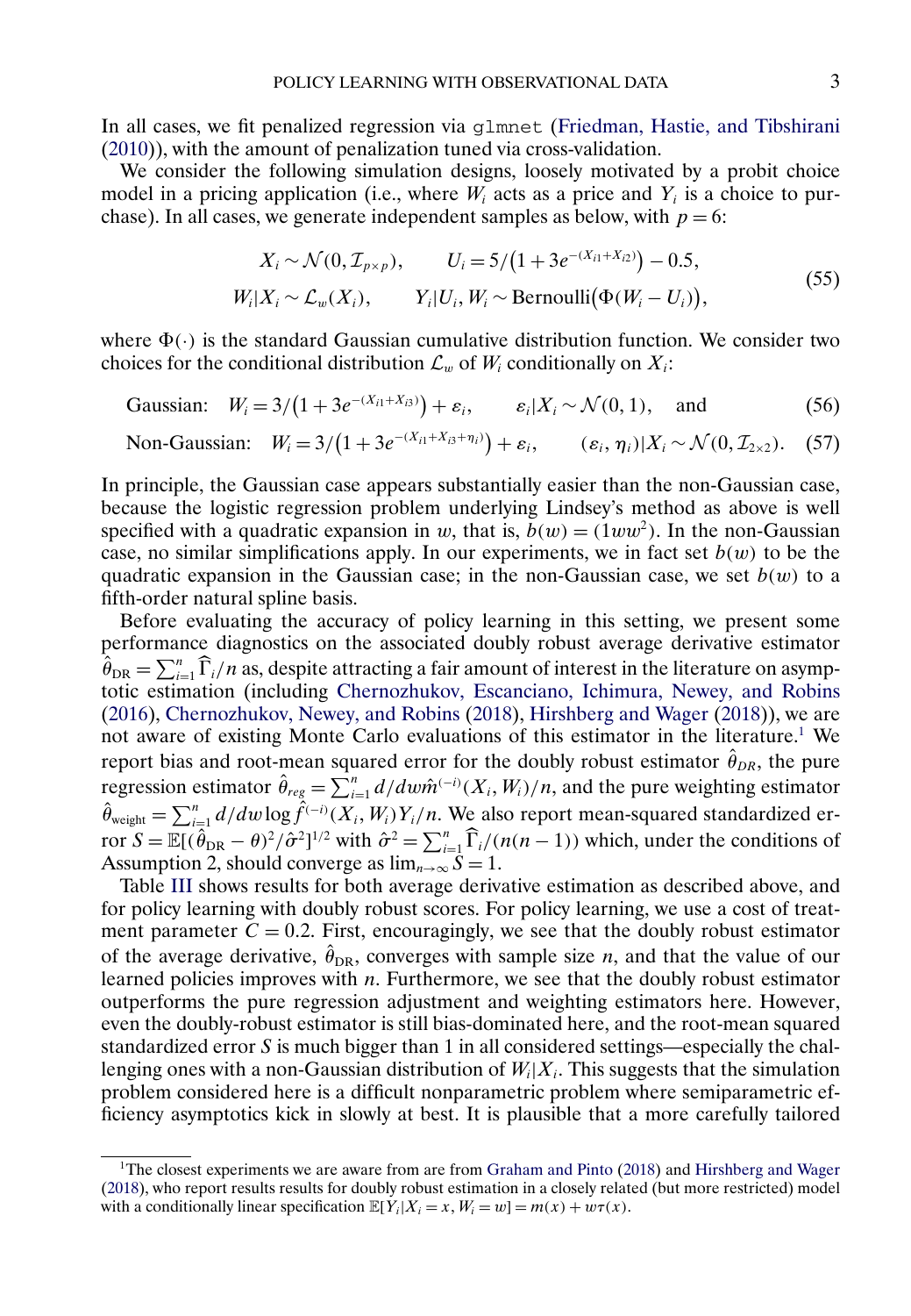In all cases, we fit penalized regression via `glmnet` (Friedman, Hastie, and Tibshirani (2010)), with the amount of penalization tuned via cross-validation.

We consider the following simulation designs, loosely motivated by a probit choice model in a pricing application (i.e., where $W_i$ acts as a price and $Y_i$ is a choice to purchase). In all cases, we generate independent samples as below, with $p = 6$:

$$
\begin{aligned}
X_i &\sim \mathcal{N}(0, \mathcal{I}_{p\times p}), \qquad U_i = 5/\big(1 + 3e^{-(X_{i1}+X_{i2})}\big) - 0.5, \\
W_i | X_i &\sim \mathcal{L}_w(X_i), \qquad Y_i | U_i, W_i \sim \text{Bernoulli}\big(\Phi(W_i - U_i)\big),
\end{aligned}
\tag{55}
$$

where $\Phi(\cdot)$ is the standard Gaussian cumulative distribution function. We consider two choices for the conditional distribution $\mathcal{L}_w$ of $W_i$ conditionally on $X_i$:

$$
\text{Gaussian:} \quad W_i = 3/\big(1 + 3e^{-(X_{i1}+X_{i3})}\big) + \varepsilon_i, \qquad \varepsilon_i | X_i \sim \mathcal{N}(0, 1), \quad \text{and} \tag{56}
$$

$$
\text{Non-Gaussian:} \quad W_i = 3/\big(1 + 3e^{-(X_{i1}+X_{i3}+\eta_i)}\big) + \varepsilon_i, \qquad (\varepsilon_i, \eta_i) | X_i \sim \mathcal{N}(0, \mathcal{I}_{2\times 2}). \tag{57}
$$

In principle, the Gaussian case appears substantially easier than the non-Gaussian case, because the logistic regression problem underlying Lindsey's method as above is well specified with a quadratic expansion in $w$, that is, $b(w) = (1 w w^2)$. In the non-Gaussian case, no similar simplifications apply. In our experiments, we in fact set $b(w)$ to be the quadratic expansion in the Gaussian case; in the non-Gaussian case, we set $b(w)$ to a fifth-order natural spline basis.

Before evaluating the accuracy of policy learning in this setting, we present some performance diagnostics on the associated doubly robust average derivative estimator $\hat{\theta}_{\text{DR}} = \sum_{i=1}^n \widehat{\Gamma}_i / n$ as, despite attracting a fair amount of interest in the literature on asymptotic estimation (including Chernozhukov, Escanciano, Ichimura, Newey, and Robins (2016), Chernozhukov, Newey, and Robins (2018), Hirshberg and Wager (2018)), we are not aware of existing Monte Carlo evaluations of this estimator in the literature.[1] We report bias and root-mean squared error for the doubly robust estimator $\hat{\theta}_{DR}$, the pure regression estimator $\hat{\theta}_{reg} = \sum_{i=1}^n d/dw \hat{m}^{(-i)}(X_i, W_i)/n$, and the pure weighting estimator $\hat{\theta}_{\text{weight}} = \sum_{i=1}^n d/dw \log \hat{f}^{(-i)}(X_i, W_i) Y_i / n$. We also report mean-squared standardized error $S = \mathbb{E}[(\hat{\theta}_{\text{DR}} - \theta)^2 / \hat{\sigma}^2]^{1/2}$ with $\hat{\sigma}^2 = \sum_{i=1}^n \widehat{\Gamma}_i / (n(n-1))$ which, under the conditions of Assumption 2, should converge as $\lim_{n\to\infty} S = 1$.

Table III shows results for both average derivative estimation as described above, and for policy learning with doubly robust scores. For policy learning, we use a cost of treatment parameter $C = 0.2$. First, encouragingly, we see that the doubly robust estimator of the average derivative, $\hat{\theta}_{\text{DR}}$, converges with sample size $n$, and that the value of our learned policies improves with $n$. Furthermore, we see that the doubly robust estimator outperforms the pure regression adjustment and weighting estimators here. However, even the doubly-robust estimator is still bias-dominated here, and the root-mean squared standardized error $S$ is much bigger than 1 in all considered settings—especially the challenging ones with a non-Gaussian distribution of $W_i | X_i$. This suggests that the simulation problem considered here is a difficult nonparametric problem where semiparametric efficiency asymptotics kick in slowly at best. It is plausible that a more carefully tailored

[1] The closest experiments we are aware from are from Graham and Pinto (2018) and Hirshberg and Wager (2018), who report results results for doubly robust estimation in a closely related (but more restricted) model with a conditionally linear specification $\mathbb{E}[Y_i | X_i = x, W_i = w] = m(x) + w\tau(x)$.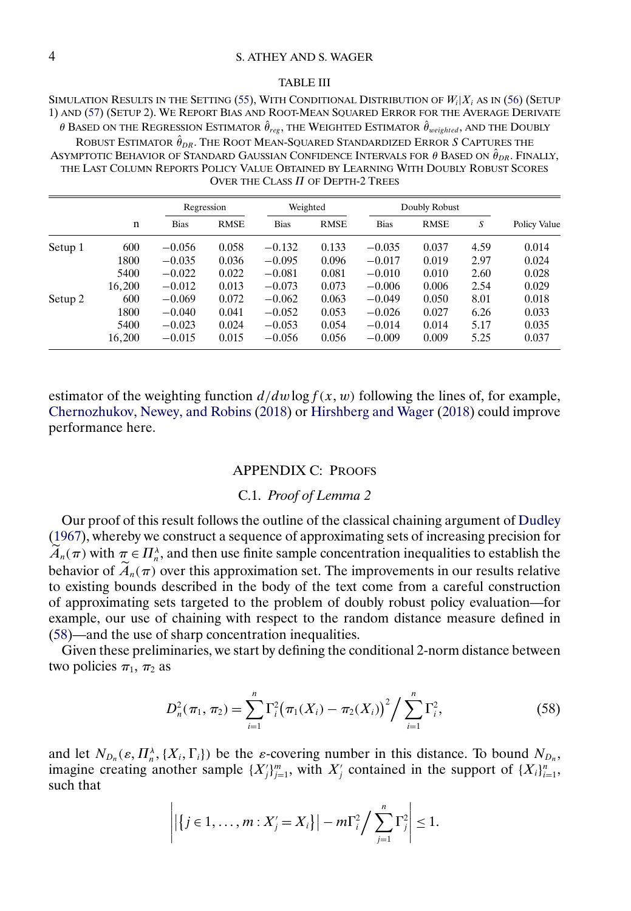TABLE III

SIMULATION RESULTS IN THE SETTING (55), WITH CONDITIONAL DISTRIBUTION OF $W_i|X_i$ AS IN (56) (SETUP 1) AND (57) (SETUP 2). WE REPORT BIAS AND ROOT-MEAN SQUARED ERROR FOR THE AVERAGE DERIVATE $\theta$ BASED ON THE REGRESSION ESTIMATOR $\hat{\theta}_{reg}$, THE WEIGHTED ESTIMATOR $\hat{\theta}_{weighted}$, AND THE DOUBLY ROBUST ESTIMATOR $\hat{\theta}_{DR}$. THE ROOT MEAN-SQUARED STANDARDIZED ERROR $S$ CAPTURES THE ASYMPTOTIC BEHAVIOR OF STANDARD GAUSSIAN CONFIDENCE INTERVALS FOR $\theta$ BASED ON $\hat{\theta}_{DR}$. FINALLY, THE LAST COLUMN REPORTS POLICY VALUE OBTAINED BY LEARNING WITH DOUBLY ROBUST SCORES OVER THE CLASS $\Pi$ OF DEPTH-2 TREES

| | | Regression | | Weighted | | Doubly Robust | | | |
|---|---|---|---|---|---|---|---|---|---|
| | n | Bias | RMSE | Bias | RMSE | Bias | RMSE | $S$ | Policy Value |
| Setup 1 | 600 | −0.056 | 0.058 | −0.132 | 0.133 | −0.035 | 0.037 | 4.59 | 0.014 |
| | 1800 | −0.035 | 0.036 | −0.095 | 0.096 | −0.017 | 0.019 | 2.97 | 0.024 |
| | 5400 | −0.022 | 0.022 | −0.081 | 0.081 | −0.010 | 0.010 | 2.60 | 0.028 |
| | 16,200 | −0.012 | 0.013 | −0.073 | 0.073 | −0.006 | 0.006 | 2.54 | 0.029 |
| Setup 2 | 600 | −0.069 | 0.072 | −0.062 | 0.063 | −0.049 | 0.050 | 8.01 | 0.018 |
| | 1800 | −0.040 | 0.041 | −0.052 | 0.053 | −0.026 | 0.027 | 6.26 | 0.033 |
| | 5400 | −0.023 | 0.024 | −0.053 | 0.054 | −0.014 | 0.014 | 5.17 | 0.035 |
| | 16,200 | −0.015 | 0.015 | −0.056 | 0.056 | −0.009 | 0.009 | 5.25 | 0.037 |

estimator of the weighting function $d/dw \log f(x, w)$ following the lines of, for example, Chernozhukov, Newey, and Robins (2018) or Hirshberg and Wager (2018) could improve performance here.

## APPENDIX C: PROOFS

### C.1. *Proof of Lemma 2*

Our proof of this result follows the outline of the classical chaining argument of Dudley (1967), whereby we construct a sequence of approximating sets of increasing precision for $\widetilde{A}_n(\pi)$ with $\pi \in \Pi_n^\lambda$, and then use finite sample concentration inequalities to establish the behavior of $\widetilde{A}_n(\pi)$ over this approximation set. The improvements in our results relative to existing bounds described in the body of the text come from a careful construction of approximating sets targeted to the problem of doubly robust policy evaluation—for example, our use of chaining with respect to the random distance measure defined in (58)—and the use of sharp concentration inequalities.

Given these preliminaries, we start by defining the conditional 2-norm distance between two policies $\pi_1$, $\pi_2$ as

$$D_n^2(\pi_1, \pi_2) = \sum_{i=1}^n \Gamma_i^2 \big(\pi_1(X_i) - \pi_2(X_i)\big)^2 \Big/ \sum_{i=1}^n \Gamma_i^2, \tag{58}$$

and let $N_{D_n}(\varepsilon, \Pi_n^\lambda, \{X_i, \Gamma_i\})$ be the $\varepsilon$-covering number in this distance. To bound $N_{D_n}$, imagine creating another sample $\{X_j'\}_{j=1}^m$, with $X_j'$ contained in the support of $\{X_i\}_{i=1}^n$, such that

$$\left| \big|\{j \in 1, \dots, m : X_j' = X_i\}\big| - m\Gamma_i^2 \Big/ \sum_{j=1}^n \Gamma_j^2 \right| \leq 1.$$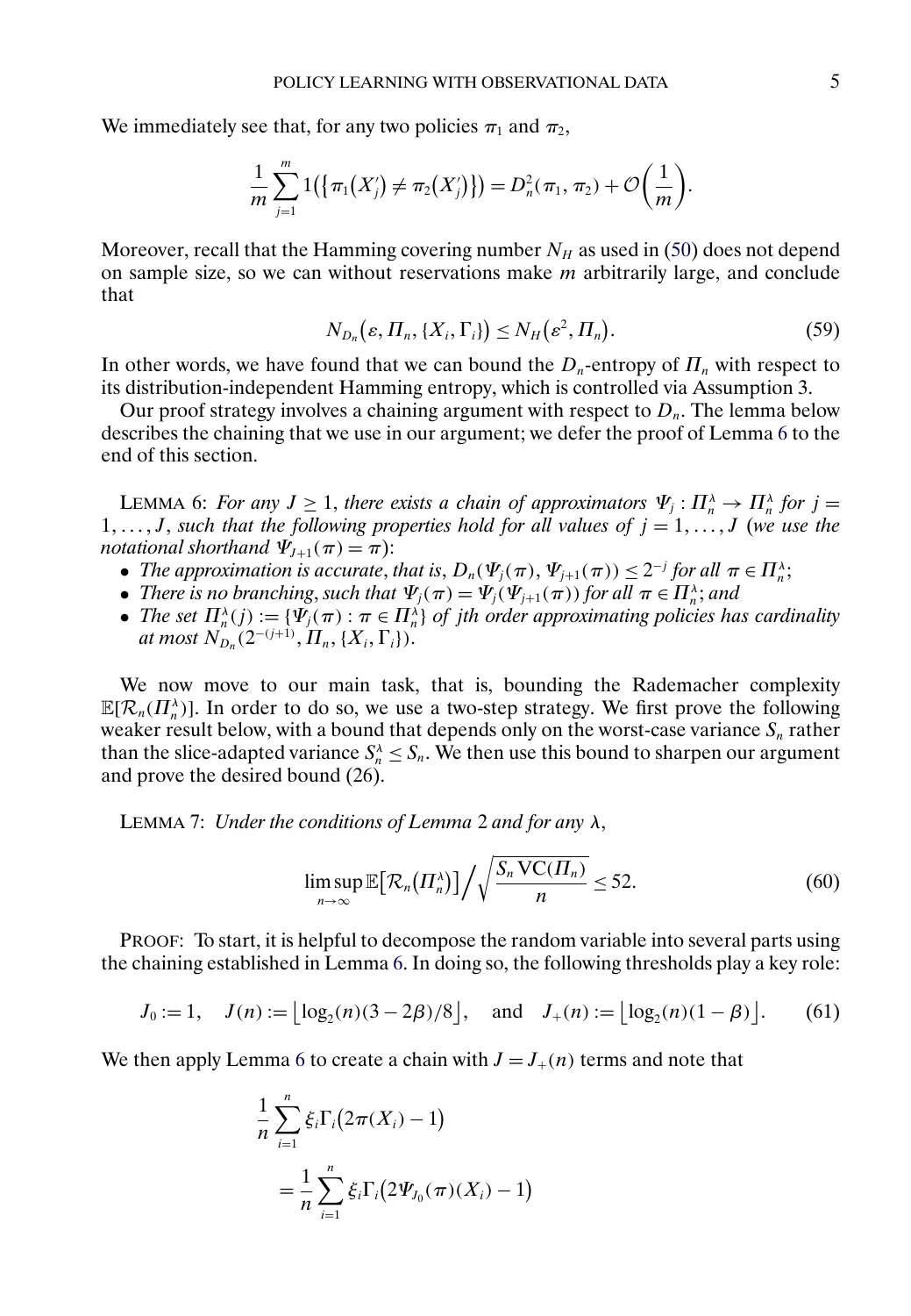We immediately see that, for any two policies $\pi_1$ and $\pi_2$,

$$\frac{1}{m}\sum_{j=1}^{m} 1\big(\{\pi_1(X_j') \neq \pi_2(X_j')\}\big) = D_n^2(\pi_1, \pi_2) + \mathcal{O}\left(\frac{1}{m}\right).$$

Moreover, recall that the Hamming covering number $N_H$ as used in (50) does not depend on sample size, so we can without reservations make $m$ arbitrarily large, and conclude that

$$N_{D_n}\big(\varepsilon, \Pi_n, \{X_i, \Gamma_i\}\big) \leq N_H\big(\varepsilon^2, \Pi_n\big). \tag{59}$$

In other words, we have found that we can bound the $D_n$-entropy of $\Pi_n$ with respect to its distribution-independent Hamming entropy, which is controlled via Assumption 3.

Our proof strategy involves a chaining argument with respect to $D_n$. The lemma below describes the chaining that we use in our argument; we defer the proof of Lemma 6 to the end of this section.

LEMMA 6: *For any $J \geq 1$, there exists a chain of approximators $\Psi_j : \Pi_n^\lambda \to \Pi_n^\lambda$ for $j = 1, \dots, J$, such that the following properties hold for all values of $j = 1, \dots, J$ (we use the notational shorthand $\Psi_{J+1}(\pi) = \pi$):*

- *The approximation is accurate, that is, $D_n(\Psi_j(\pi), \Psi_{j+1}(\pi)) \leq 2^{-j}$ for all $\pi \in \Pi_n^\lambda$;*
- *There is no branching, such that $\Psi_j(\pi) = \Psi_j(\Psi_{j+1}(\pi))$ for all $\pi \in \Pi_n^\lambda$; and*
- *The set $\Pi_n^\lambda(j) := \{\Psi_j(\pi) : \pi \in \Pi_n^\lambda\}$ of $j$th order approximating policies has cardinality at most $N_{D_n}(2^{-(j+1)}, \Pi_n, \{X_i, \Gamma_i\})$.*

We now move to our main task, that is, bounding the Rademacher complexity $\mathbb{E}[\mathcal{R}_n(\Pi_n^\lambda)]$. In order to do so, we use a two-step strategy. We first prove the following weaker result below, with a bound that depends only on the worst-case variance $S_n$ rather than the slice-adapted variance $S_n^\lambda \leq S_n$. We then use this bound to sharpen our argument and prove the desired bound (26).

LEMMA 7: *Under the conditions of Lemma 2 and for any $\lambda$,*

$$\limsup_{n\to\infty} \mathbb{E}\big[\mathcal{R}_n\big(\Pi_n^\lambda\big)\big] \Big/ \sqrt{\frac{S_n \operatorname{VC}(\Pi_n)}{n}} \leq 52. \tag{60}$$

PROOF: To start, it is helpful to decompose the random variable into several parts using the chaining established in Lemma 6. In doing so, the following thresholds play a key role:

$$J_0 := 1, \quad J(n) := \big\lfloor \log_2(n)(3 - 2\beta)/8 \big\rfloor, \quad \text{and} \quad J_+(n) := \big\lfloor \log_2(n)(1 - \beta) \big\rfloor. \tag{61}$$

We then apply Lemma 6 to create a chain with $J = J_+(n)$ terms and note that

$$\begin{aligned} &\frac{1}{n}\sum_{i=1}^{n} \xi_i \Gamma_i\big(2\pi(X_i) - 1\big) \\ &\quad = \frac{1}{n}\sum_{i=1}^{n} \xi_i \Gamma_i\big(2\Psi_{J_0}(\pi)(X_i) - 1\big) \end{aligned}$$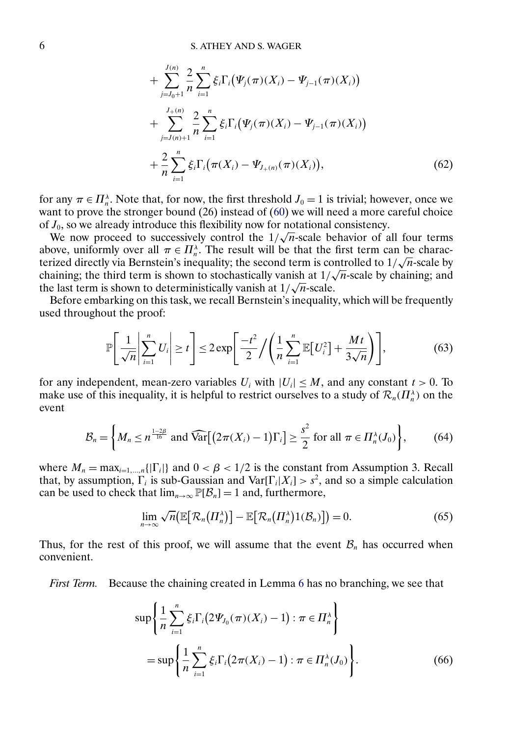$$
\begin{aligned}
&+ \sum_{j=J_0+1}^{J(n)} \frac{2}{n} \sum_{i=1}^{n} \xi_i \Gamma_i \big(\Psi_j(\pi)(X_i) - \Psi_{j-1}(\pi)(X_i)\big) \\
&+ \sum_{j=J(n)+1}^{J_+(n)} \frac{2}{n} \sum_{i=1}^{n} \xi_i \Gamma_i \big(\Psi_j(\pi)(X_i) - \Psi_{j-1}(\pi)(X_i)\big) \\
&+ \frac{2}{n} \sum_{i=1}^{n} \xi_i \Gamma_i \big(\pi(X_i) - \Psi_{J_+(n)}(\pi)(X_i)\big),
\end{aligned}
\tag{62}
$$

for any $\pi \in \Pi_n^\lambda$. Note that, for now, the first threshold $J_0 = 1$ is trivial; however, once we want to prove the stronger bound (26) instead of (60) we will need a more careful choice of $J_0$, so we already introduce this flexibility now for notational consistency.

We now proceed to successively control the $1/\sqrt{n}$-scale behavior of all four terms above, uniformly over all $\pi \in \Pi_n^\lambda$. The result will be that the first term can be characterized directly via Bernstein's inequality; the second term is controlled to $1/\sqrt{n}$-scale by chaining; the third term is shown to stochastically vanish at $1/\sqrt{n}$-scale by chaining; and the last term is shown to deterministically vanish at $1/\sqrt{n}$-scale.

Before embarking on this task, we recall Bernstein's inequality, which will be frequently used throughout the proof:

$$
\mathbb{P}\left[\frac{1}{\sqrt{n}}\left|\sum_{i=1}^{n} U_i\right| \geq t\right] \leq 2\exp\left[\frac{-t^2}{2} \Big/ \left(\frac{1}{n}\sum_{i=1}^{n} \mathbb{E}\big[U_i^2\big] + \frac{Mt}{3\sqrt{n}}\right)\right],
\tag{63}
$$

for any independent, mean-zero variables $U_i$ with $|U_i| \leq M$, and any constant $t > 0$. To make use of this inequality, it is helpful to restrict ourselves to a study of $\mathcal{R}_n(\Pi_n^\lambda)$ on the event

$$
\mathcal{B}_n = \left\{ M_n \leq n^{\frac{1-2\beta}{16}} \text{ and } \widehat{\mathrm{Var}}\big[\big(2\pi(X_i) - 1\big)\Gamma_i\big] \geq \frac{s^2}{2} \text{ for all } \pi \in \Pi_n^\lambda(J_0) \right\},
\tag{64}
$$

where $M_n = \max_{i=1,\dots,n}\{|\Gamma_i|\}$ and $0 < \beta < 1/2$ is the constant from Assumption 3. Recall that, by assumption, $\Gamma_i$ is sub-Gaussian and $\mathrm{Var}[\Gamma_i | X_i] > s^2$, and so a simple calculation can be used to check that $\lim_{n\to\infty} \mathbb{P}[\mathcal{B}_n] = 1$ and, furthermore,

$$
\lim_{n\to\infty} \sqrt{n}\big(\mathbb{E}\big[\mathcal{R}_n\big(\Pi_n^\lambda\big)\big] - \mathbb{E}\big[\mathcal{R}_n\big(\Pi_n^\lambda\big)1(\mathcal{B}_n)\big]\big) = 0.
\tag{65}
$$

Thus, for the rest of this proof, we will assume that the event $\mathcal{B}_n$ has occurred when convenient.

*First Term.* Because the chaining created in Lemma 6 has no branching, we see that

$$
\begin{aligned}
&\sup\left\{\frac{1}{n}\sum_{i=1}^{n} \xi_i \Gamma_i \big(2\Psi_{J_0}(\pi)(X_i) - 1\big) : \pi \in \Pi_n^\lambda\right\} \\
&\quad = \sup\left\{\frac{1}{n}\sum_{i=1}^{n} \xi_i \Gamma_i \big(2\pi(X_i) - 1\big) : \pi \in \Pi_n^\lambda(J_0)\right\}.
\end{aligned}
\tag{66}
$$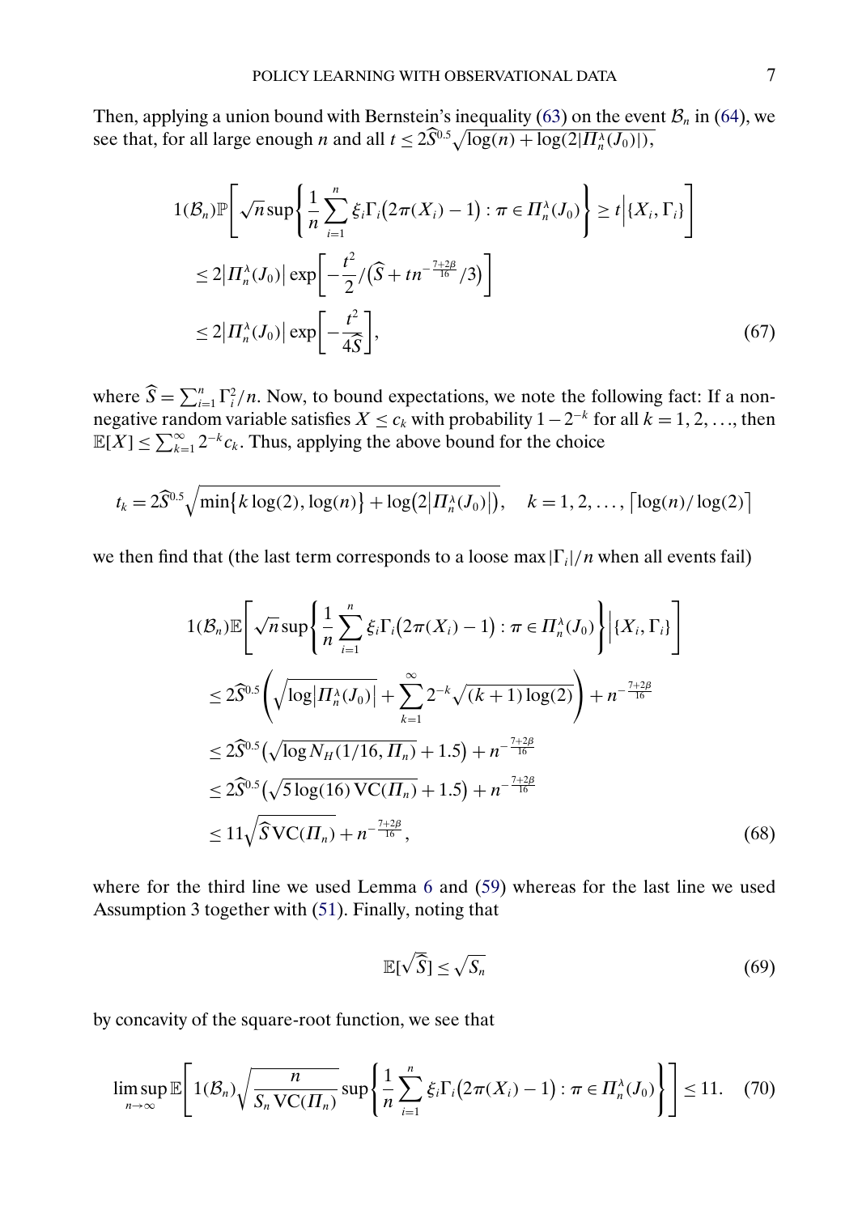Then, applying a union bound with Bernstein's inequality (63) on the event $\mathcal{B}_n$ in (64), we see that, for all large enough $n$ and all $t \leq 2\widehat{S}^{0.5}\sqrt{\log(n) + \log(2|\Pi_n^\lambda(J_0)|)}$,

$$
\begin{aligned}
&1(\mathcal{B}_n)\mathbb{P}\left[\sqrt{n}\sup\left\{\frac{1}{n}\sum_{i=1}^n \xi_i \Gamma_i\big(2\pi(X_i) - 1\big) : \pi \in \Pi_n^\lambda(J_0)\right\} \geq t \,\middle|\, \{X_i, \Gamma_i\}\right] \\
&\quad \leq 2\big|\Pi_n^\lambda(J_0)\big| \exp\left[-\frac{t^2}{2}\Big/\big(\widehat{S} + tn^{-\frac{7+2\beta}{16}}/3\big)\right] \\
&\quad \leq 2\big|\Pi_n^\lambda(J_0)\big| \exp\left[-\frac{t^2}{4\widehat{S}}\right],
\end{aligned}
\tag{67}
$$

where $\widehat{S} = \sum_{i=1}^n \Gamma_i^2/n$. Now, to bound expectations, we note the following fact: If a nonnegative random variable satisfies $X \leq c_k$ with probability $1 - 2^{-k}$ for all $k = 1, 2, \ldots$, then $\mathbb{E}[X] \leq \sum_{k=1}^\infty 2^{-k} c_k$. Thus, applying the above bound for the choice

$$
t_k = 2\widehat{S}^{0.5}\sqrt{\min\{k\log(2), \log(n)\} + \log\big(2\big|\Pi_n^\lambda(J_0)\big|\big)}, \quad k = 1, 2, \ldots, \lceil \log(n)/\log(2) \rceil
$$

we then find that (the last term corresponds to a loose $\max|\Gamma_i|/n$ when all events fail)

$$
\begin{aligned}
&1(\mathcal{B}_n)\mathbb{E}\left[\sqrt{n}\sup\left\{\frac{1}{n}\sum_{i=1}^n \xi_i \Gamma_i\big(2\pi(X_i) - 1\big) : \pi \in \Pi_n^\lambda(J_0)\right\} \,\middle|\, \{X_i, \Gamma_i\}\right] \\
&\quad \leq 2\widehat{S}^{0.5}\left(\sqrt{\log\big|\Pi_n^\lambda(J_0)\big|} + \sum_{k=1}^\infty 2^{-k}\sqrt{(k+1)\log(2)}\right) + n^{-\frac{7+2\beta}{16}} \\
&\quad \leq 2\widehat{S}^{0.5}\big(\sqrt{\log N_H(1/16, \Pi_n)} + 1.5\big) + n^{-\frac{7+2\beta}{16}} \\
&\quad \leq 2\widehat{S}^{0.5}\big(\sqrt{5\log(16)\,\mathrm{VC}(\Pi_n)} + 1.5\big) + n^{-\frac{7+2\beta}{16}} \\
&\quad \leq 11\sqrt{\widehat{S}\,\mathrm{VC}(\Pi_n)} + n^{-\frac{7+2\beta}{16}},
\end{aligned}
\tag{68}
$$

where for the third line we used Lemma 6 and (59) whereas for the last line we used Assumption 3 together with (51). Finally, noting that

$$
\mathbb{E}[\sqrt{\widehat{S}}] \leq \sqrt{S_n}
\tag{69}
$$

by concavity of the square-root function, we see that

$$
\limsup_{n\to\infty} \mathbb{E}\left[1(\mathcal{B}_n)\sqrt{\frac{n}{S_n\,\mathrm{VC}(\Pi_n)}}\sup\left\{\frac{1}{n}\sum_{i=1}^n \xi_i \Gamma_i\big(2\pi(X_i) - 1\big) : \pi \in \Pi_n^\lambda(J_0)\right\}\right] \leq 11.
\tag{70}
$$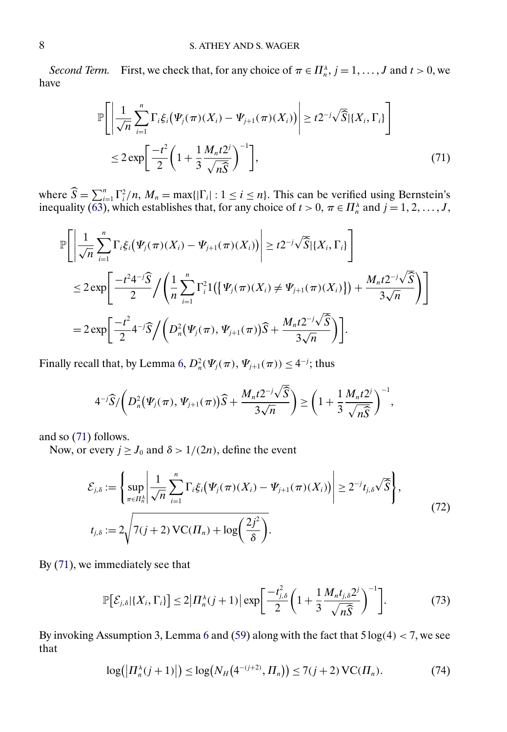*Second Term.* First, we check that, for any choice of $\pi \in \Pi_n^\lambda$, $j = 1, \dots, J$ and $t > 0$, we have

$$
\begin{aligned}
&\mathbb{P}\left[\left|\frac{1}{\sqrt{n}}\sum_{i=1}^{n}\Gamma_i\xi_i\big(\Psi_j(\pi)(X_i) - \Psi_{j+1}(\pi)(X_i)\big)\right| \geq t2^{-j}\sqrt{\widehat{S}}\,|\{X_i, \Gamma_i\}\right] \\
&\quad \leq 2\exp\left[\frac{-t^2}{2}\left(1 + \frac{1}{3}\frac{M_n t 2^j}{\sqrt{n\widehat{S}}}\right)^{-1}\right],
\end{aligned} \tag{71}
$$

where $\widehat{S} = \sum_{i=1}^n \Gamma_i^2/n$, $M_n = \max\{|\Gamma_i| : 1 \leq i \leq n\}$. This can be verified using Bernstein's inequality (63), which establishes that, for any choice of $t > 0$, $\pi \in \Pi_n^\lambda$ and $j = 1, 2, \dots, J$,

$$
\begin{aligned}
&\mathbb{P}\left[\left|\frac{1}{\sqrt{n}}\sum_{i=1}^{n}\Gamma_i\xi_i\big(\Psi_j(\pi)(X_i) - \Psi_{j+1}(\pi)(X_i)\big)\right| \geq t2^{-j}\sqrt{\widehat{S}}\,|\{X_i, \Gamma_i\}\right] \\
&\quad \leq 2\exp\left[\frac{-t^2 4^{-j}\widehat{S}}{2}\Big/\left(\frac{1}{n}\sum_{i=1}^{n}\Gamma_i^2 1\big(\{\Psi_j(\pi)(X_i) \neq \Psi_{j+1}(\pi)(X_i)\}\big) + \frac{M_n t 2^{-j}\sqrt{\widehat{S}}}{3\sqrt{n}}\right)\right] \\
&\quad = 2\exp\left[\frac{-t^2}{2}4^{-j}\widehat{S}\Big/\left(D_n^2\big(\Psi_j(\pi), \Psi_{j+1}(\pi)\big)\widehat{S} + \frac{M_n t 2^{-j}\sqrt{\widehat{S}}}{3\sqrt{n}}\right)\right].
\end{aligned}
$$

Finally recall that, by Lemma 6, $D_n^2(\Psi_j(\pi), \Psi_{j+1}(\pi)) \leq 4^{-j}$; thus

$$
4^{-j}\widehat{S}\Big/\left(D_n^2\big(\Psi_j(\pi), \Psi_{j+1}(\pi)\big)\widehat{S} + \frac{M_n t 2^{-j}\sqrt{\widehat{S}}}{3\sqrt{n}}\right) \geq \left(1 + \frac{1}{3}\frac{M_n t 2^j}{\sqrt{n\widehat{S}}}\right)^{-1},
$$

and so (71) follows.

Now, or every $j \geq J_0$ and $\delta > 1/(2n)$, define the event

$$
\begin{aligned}
&\mathcal{E}_{j,\delta} := \left\{\sup_{\pi \in \Pi_n^\lambda}\left|\frac{1}{\sqrt{n}}\sum_{i=1}^{n}\Gamma_i\xi_i\big(\Psi_j(\pi)(X_i) - \Psi_{j+1}(\pi)(X_i)\big)\right| \geq 2^{-j}t_{j,\delta}\sqrt{\widehat{S}}\right\}, \\
&t_{j,\delta} := 2\sqrt{7(j+2)\,\mathrm{VC}(\Pi_n) + \log\left(\frac{2j^2}{\delta}\right)}.
\end{aligned} \tag{72}
$$

By (71), we immediately see that

$$
\mathbb{P}\big[\mathcal{E}_{j,\delta}|\{X_i, \Gamma_i\}\big] \leq 2\big|\Pi_n^\lambda(j+1)\big|\exp\left[\frac{-t_{j,\delta}^2}{2}\left(1 + \frac{1}{3}\frac{M_n t_{j,\delta}2^j}{\sqrt{n\widehat{S}}}\right)^{-1}\right]. \tag{73}
$$

By invoking Assumption 3, Lemma 6 and (59) along with the fact that $5\log(4) < 7$, we see that

$$
\log\big(\big|\Pi_n^\lambda(j+1)\big|\big) \leq \log\big(N_H\big(4^{-(j+2)}, \Pi_n\big)\big) \leq 7(j+2)\,\mathrm{VC}(\Pi_n). \tag{74}
$$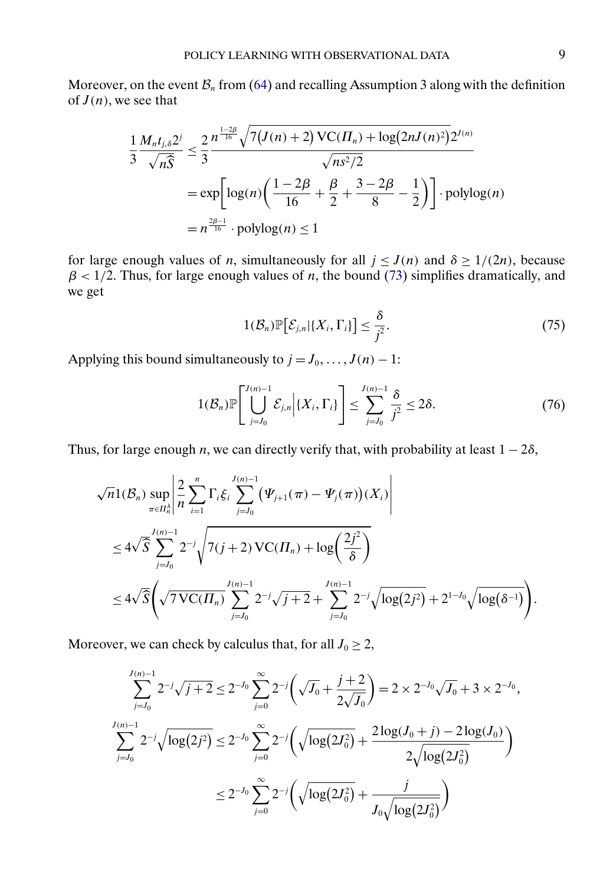Moreover, on the event $\mathcal{B}_n$ from (64) and recalling Assumption 3 along with the definition of $J(n)$, we see that

$$
\begin{aligned}
\frac{1}{3}\frac{M_n t_{j,\delta} 2^j}{\sqrt{n\widehat{S}}} &\le \frac{2}{3}\frac{n^{\frac{1-2\beta}{16}}\sqrt{7\big(J(n)+2\big)\,\mathrm{VC}(\Pi_n)+\log\big(2nJ(n)^2\big)}\,2^{J(n)}}{\sqrt{ns^2/2}} \\
&= \exp\left[\log(n)\left(\frac{1-2\beta}{16}+\frac{\beta}{2}+\frac{3-2\beta}{8}-\frac{1}{2}\right)\right]\cdot \operatorname{polylog}(n) \\
&= n^{\frac{2\beta-1}{16}}\cdot \operatorname{polylog}(n) \le 1
\end{aligned}
$$

for large enough values of $n$, simultaneously for all $j \le J(n)$ and $\delta \ge 1/(2n)$, because $\beta < 1/2$. Thus, for large enough values of $n$, the bound (73) simplifies dramatically, and we get

$$
1(\mathcal{B}_n)\mathbb{P}\big[\mathcal{E}_{j,n}|\{X_i,\Gamma_i\}\big] \le \frac{\delta}{j^2}. \tag{75}
$$

Applying this bound simultaneously to $j = J_0, \dots, J(n)-1$:

$$
1(\mathcal{B}_n)\mathbb{P}\left[\bigcup_{j=J_0}^{J(n)-1}\mathcal{E}_{j,n}\Big|\{X_i,\Gamma_i\}\right] \le \sum_{j=J_0}^{J(n)-1}\frac{\delta}{j^2} \le 2\delta. \tag{76}
$$

Thus, for large enough $n$, we can directly verify that, with probability at least $1-2\delta$,

$$
\begin{aligned}
&\sqrt{n}1(\mathcal{B}_n)\sup_{\pi\in\Pi_n^\lambda}\left|\frac{2}{n}\sum_{i=1}^n\Gamma_i\xi_i\sum_{j=J_0}^{J(n)-1}\big(\Psi_{j+1}(\pi)-\Psi_j(\pi)\big)(X_i)\right| \\
&\le 4\sqrt{\widehat{S}}\sum_{j=J_0}^{J(n)-1}2^{-j}\sqrt{7(j+2)\,\mathrm{VC}(\Pi_n)+\log\left(\frac{2j^2}{\delta}\right)} \\
&\le 4\sqrt{\widehat{S}}\left(\sqrt{7\,\mathrm{VC}(\Pi_n)}\sum_{j=J_0}^{J(n)-1}2^{-j}\sqrt{j+2}+\sum_{j=J_0}^{J(n)-1}2^{-j}\sqrt{\log\big(2j^2\big)}+2^{1-J_0}\sqrt{\log\big(\delta^{-1}\big)}\right).
\end{aligned}
$$

Moreover, we can check by calculus that, for all $J_0 \ge 2$,

$$
\begin{aligned}
\sum_{j=J_0}^{J(n)-1}2^{-j}\sqrt{j+2} &\le 2^{-J_0}\sum_{j=0}^{\infty}2^{-j}\left(\sqrt{J_0}+\frac{j+2}{2\sqrt{J_0}}\right) = 2\times 2^{-J_0}\sqrt{J_0}+3\times 2^{-J_0}, \\
\sum_{j=J_0}^{J(n)-1}2^{-j}\sqrt{\log\big(2j^2\big)} &\le 2^{-J_0}\sum_{j=0}^{\infty}2^{-j}\left(\sqrt{\log\big(2J_0^2\big)}+\frac{2\log(J_0+j)-2\log(J_0)}{2\sqrt{\log\big(2J_0^2\big)}}\right) \\
&\le 2^{-J_0}\sum_{j=0}^{\infty}2^{-j}\left(\sqrt{\log\big(2J_0^2\big)}+\frac{j}{J_0\sqrt{\log\big(2J_0^2\big)}}\right)
\end{aligned}
$$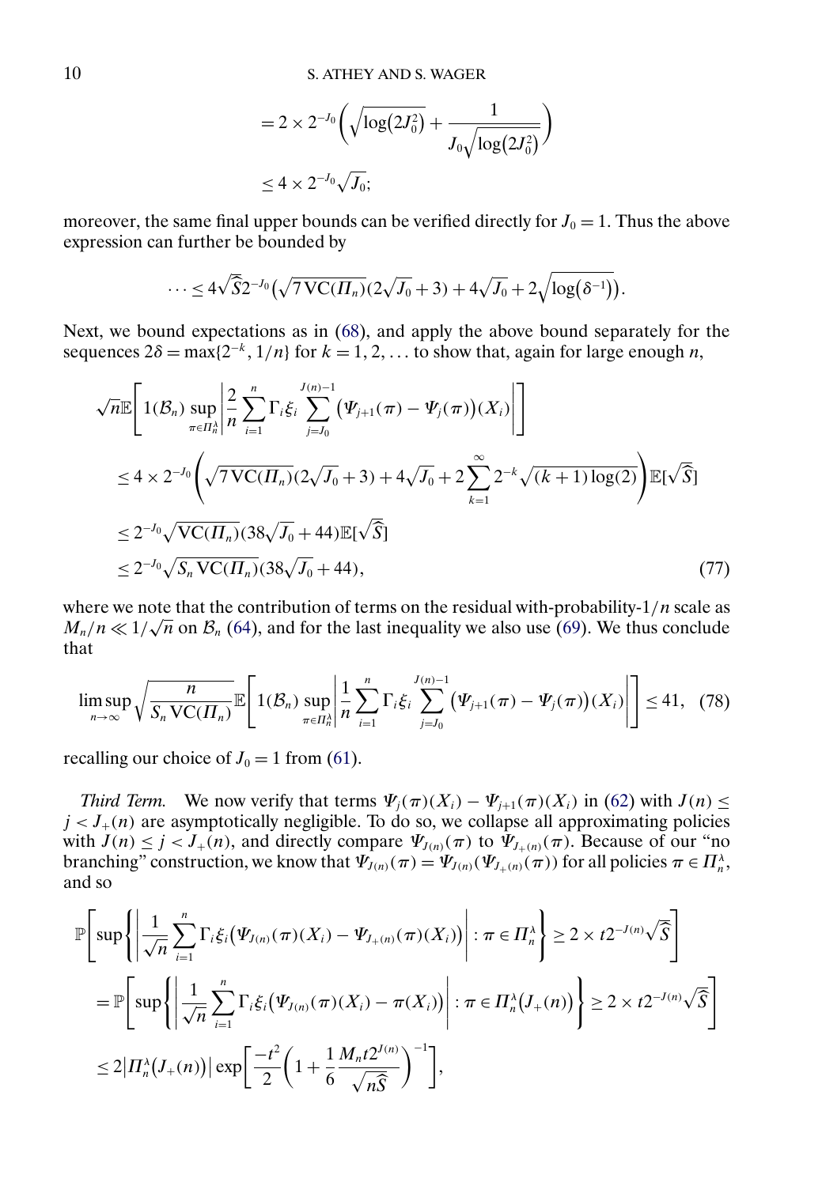$$= 2 \times 2^{-J_0}\left(\sqrt{\log(2J_0^2)} + \frac{1}{J_0\sqrt{\log(2J_0^2)}}\right)$$

$$\leq 4 \times 2^{-J_0}\sqrt{J_0};$$

moreover, the same final upper bounds can be verified directly for $J_0 = 1$. Thus the above expression can further be bounded by

$$\cdots \leq 4\sqrt{\widehat{S}}2^{-J_0}\left(\sqrt{7\,\mathrm{VC}(\Pi_n)}(2\sqrt{J_0}+3) + 4\sqrt{J_0} + 2\sqrt{\log(\delta^{-1})}\right).$$

Next, we bound expectations as in (68), and apply the above bound separately for the sequences $2\delta = \max\{2^{-k}, 1/n\}$ for $k = 1, 2, \ldots$ to show that, again for large enough $n$,

$$\begin{aligned}
&\sqrt{n}\mathbb{E}\left[1(\mathcal{B}_n)\sup_{\pi\in\Pi_n^\lambda}\left|\frac{2}{n}\sum_{i=1}^n \Gamma_i\xi_i\sum_{j=J_0}^{J(n)-1}\big(\Psi_{j+1}(\pi)-\Psi_j(\pi)\big)(X_i)\right|\right]\\
&\leq 4\times 2^{-J_0}\left(\sqrt{7\,\mathrm{VC}(\Pi_n)}(2\sqrt{J_0}+3)+4\sqrt{J_0}+2\sum_{k=1}^\infty 2^{-k}\sqrt{(k+1)\log(2)}\right)\mathbb{E}[\sqrt{\widehat{S}}]\\
&\leq 2^{-J_0}\sqrt{\mathrm{VC}(\Pi_n)}(38\sqrt{J_0}+44)\mathbb{E}[\sqrt{\widehat{S}}]\\
&\leq 2^{-J_0}\sqrt{S_n\,\mathrm{VC}(\Pi_n)}(38\sqrt{J_0}+44),
\end{aligned} \tag{77}$$

where we note that the contribution of terms on the residual with-probability-$1/n$ scale as $M_n/n \ll 1/\sqrt{n}$ on $\mathcal{B}_n$ (64), and for the last inequality we also use (69). We thus conclude that

$$\limsup_{n\to\infty}\sqrt{\frac{n}{S_n\,\mathrm{VC}(\Pi_n)}}\mathbb{E}\left[1(\mathcal{B}_n)\sup_{\pi\in\Pi_n^\lambda}\left|\frac{1}{n}\sum_{i=1}^n\Gamma_i\xi_i\sum_{j=J_0}^{J(n)-1}\big(\Psi_{j+1}(\pi)-\Psi_j(\pi)\big)(X_i)\right|\right]\leq 41, \tag{78}$$

recalling our choice of $J_0 = 1$ from (61).

*Third Term.* We now verify that terms $\Psi_j(\pi)(X_i) - \Psi_{j+1}(\pi)(X_i)$ in (62) with $J(n) \leq j < J_+(n)$ are asymptotically negligible. To do so, we collapse all approximating policies with $J(n) \leq j < J_+(n)$, and directly compare $\Psi_{J(n)}(\pi)$ to $\Psi_{J_+(n)}(\pi)$. Because of our "no branching" construction, we know that $\Psi_{J(n)}(\pi) = \Psi_{J(n)}(\Psi_{J_+(n)}(\pi))$ for all policies $\pi \in \Pi_n^\lambda$, and so

$$\begin{aligned}
&\mathbb{P}\left[\sup\left\{\left|\frac{1}{\sqrt{n}}\sum_{i=1}^n\Gamma_i\xi_i\big(\Psi_{J(n)}(\pi)(X_i)-\Psi_{J_+(n)}(\pi)(X_i)\big)\right| : \pi\in\Pi_n^\lambda\right\}\geq 2\times t2^{-J(n)}\sqrt{\widehat{S}}\right]\\
&=\mathbb{P}\left[\sup\left\{\left|\frac{1}{\sqrt{n}}\sum_{i=1}^n\Gamma_i\xi_i\big(\Psi_{J(n)}(\pi)(X_i)-\pi(X_i)\big)\right| : \pi\in\Pi_n^\lambda\big(J_+(n)\big)\right\}\geq 2\times t2^{-J(n)}\sqrt{\widehat{S}}\right]\\
&\leq 2\left|\Pi_n^\lambda\big(J_+(n)\big)\right|\exp\left[\frac{-t^2}{2}\left(1+\frac{1}{6}\frac{M_n t2^{J(n)}}{\sqrt{n\widehat{S}}}\right)^{-1}\right],
\end{aligned}$$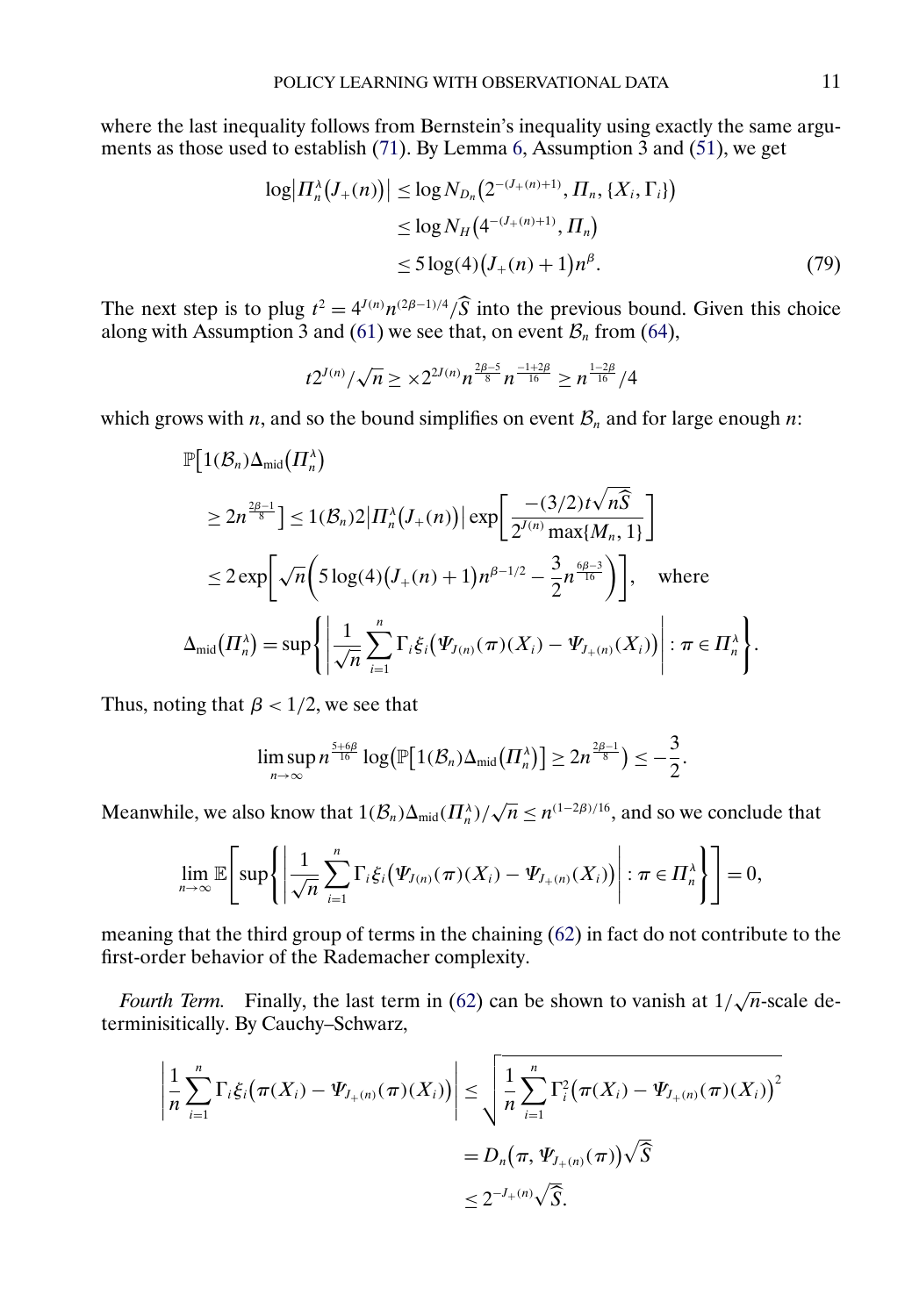where the last inequality follows from Bernstein's inequality using exactly the same arguments as those used to establish (71). By Lemma 6, Assumption 3 and (51), we get

$$
\begin{aligned}
\log\left|\Pi_n^\lambda\left(J_+(n)\right)\right| &\leq \log N_{D_n}\left(2^{-(J_+(n)+1)}, \Pi_n, \{X_i, \Gamma_i\}\right) \\
&\leq \log N_H\left(4^{-(J_+(n)+1)}, \Pi_n\right) \\
&\leq 5\log(4)\left(J_+(n)+1\right)n^\beta. \qquad (79)
\end{aligned}
$$

The next step is to plug $t^2 = 4^{J(n)} n^{(2\beta-1)/4}/\widehat{S}$ into the previous bound. Given this choice along with Assumption 3 and (61) we see that, on event $\mathcal{B}_n$ from (64),

$$
t 2^{J(n)}/\sqrt{n} \geq \times 2^{2J(n)} n^{\frac{2\beta-5}{8}} n^{\frac{-1+2\beta}{16}} \geq n^{\frac{1-2\beta}{16}}/4
$$

which grows with $n$, and so the bound simplifies on event $\mathcal{B}_n$ and for large enough $n$:

$$
\begin{aligned}
&\mathbb{P}\left[1(\mathcal{B}_n)\Delta_{\text{mid}}\left(\Pi_n^\lambda\right)\right. \\
&\left.\geq 2n^{\frac{2\beta-1}{8}}\right] \leq 1(\mathcal{B}_n) 2\left|\Pi_n^\lambda\left(J_+(n)\right)\right| \exp\left[\frac{-(3/2)t\sqrt{n\widehat{S}}}{2^{J(n)}\max\{M_n, 1\}}\right] \\
&\leq 2\exp\left[\sqrt{n}\left(5\log(4)\left(J_+(n)+1\right)n^{\beta-1/2} - \frac{3}{2}n^{\frac{6\beta-3}{16}}\right)\right], \quad \text{where} \\
&\Delta_{\text{mid}}\left(\Pi_n^\lambda\right) = \sup\left\{\left|\frac{1}{\sqrt{n}}\sum_{i=1}^n \Gamma_i \xi_i\left(\Psi_{J(n)}(\pi)(X_i) - \Psi_{J_+(n)}(X_i)\right)\right| : \pi \in \Pi_n^\lambda\right\}.
\end{aligned}
$$

Thus, noting that $\beta < 1/2$, we see that

$$
\limsup_{n\to\infty} n^{\frac{5+6\beta}{16}} \log\left(\mathbb{P}\left[1(\mathcal{B}_n)\Delta_{\text{mid}}\left(\Pi_n^\lambda\right)\right] \geq 2n^{\frac{2\beta-1}{8}}\right) \leq -\frac{3}{2}.
$$

Meanwhile, we also know that $1(\mathcal{B}_n)\Delta_{\text{mid}}(\Pi_n^\lambda)/\sqrt{n} \leq n^{(1-2\beta)/16}$, and so we conclude that

$$
\lim_{n\to\infty} \mathbb{E}\left[\sup\left\{\left|\frac{1}{\sqrt{n}}\sum_{i=1}^n \Gamma_i \xi_i\left(\Psi_{J(n)}(\pi)(X_i) - \Psi_{J_+(n)}(X_i)\right)\right| : \pi \in \Pi_n^\lambda\right\}\right] = 0,
$$

meaning that the third group of terms in the chaining (62) in fact do not contribute to the first-order behavior of the Rademacher complexity.

*Fourth Term.* Finally, the last term in (62) can be shown to vanish at $1/\sqrt{n}$-scale determinisitically. By Cauchy–Schwarz,

$$
\begin{aligned}
\left|\frac{1}{n}\sum_{i=1}^n \Gamma_i \xi_i\left(\pi(X_i) - \Psi_{J_+(n)}(\pi)(X_i)\right)\right| &\leq \sqrt{\frac{1}{n}\sum_{i=1}^n \Gamma_i^2\left(\pi(X_i) - \Psi_{J_+(n)}(\pi)(X_i)\right)^2} \\
&= D_n\left(\pi, \Psi_{J_+(n)}(\pi)\right)\sqrt{\widehat{S}} \\
&\leq 2^{-J_+(n)}\sqrt{\widehat{S}}.
\end{aligned}
$$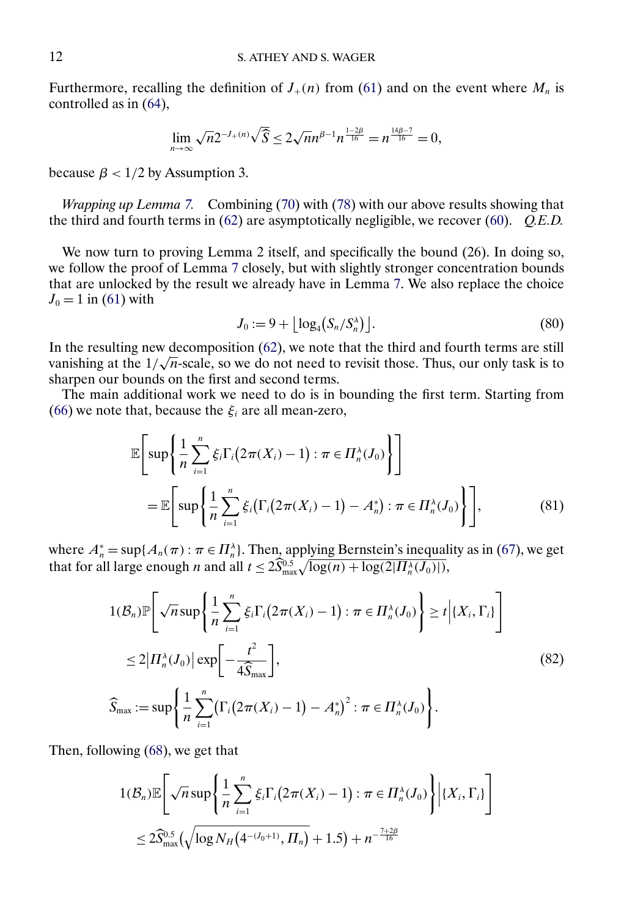Furthermore, recalling the definition of $J_+(n)$ from (61) and on the event where $M_n$ is controlled as in (64),

$$\lim_{n\to\infty} \sqrt{n} 2^{-J_+(n)} \sqrt{\widehat{S}} \le 2\sqrt{n} n n^{\beta - 1} n^{\frac{1-2\beta}{16}} = n^{\frac{14\beta - 7}{16}} = 0,$$

because $\beta < 1/2$ by Assumption 3.

*Wrapping up Lemma 7.* Combining (70) with (78) with our above results showing that the third and fourth terms in (62) are asymptotically negligible, we recover (60). *Q.E.D.*

We now turn to proving Lemma 2 itself, and specifically the bound (26). In doing so, we follow the proof of Lemma 7 closely, but with slightly stronger concentration bounds that are unlocked by the result we already have in Lemma 7. We also replace the choice $J_0 = 1$ in (61) with

$$J_0 := 9 + \lfloor \log_4 (S_n / S_n^\lambda) \rfloor. \tag{80}$$

In the resulting new decomposition (62), we note that the third and fourth terms are still vanishing at the $1/\sqrt{n}$-scale, so we do not need to revisit those. Thus, our only task is to sharpen our bounds on the first and second terms.

The main additional work we need to do is in bounding the first term. Starting from (66) we note that, because the $\xi_i$ are all mean-zero,

$$\begin{aligned}
&\mathbb{E}\left[\sup\left\{\frac{1}{n}\sum_{i=1}^n \xi_i \Gamma_i \big(2\pi(X_i) - 1\big) : \pi \in \Pi_n^\lambda(J_0)\right\}\right] \\
&\quad = \mathbb{E}\left[\sup\left\{\frac{1}{n}\sum_{i=1}^n \xi_i \big(\Gamma_i \big(2\pi(X_i) - 1\big) - A_n^*\big) : \pi \in \Pi_n^\lambda(J_0)\right\}\right],
\end{aligned} \tag{81}$$

where $A_n^* = \sup\{A_n(\pi) : \pi \in \Pi_n^\lambda\}$. Then, applying Bernstein's inequality as in (67), we get that for all large enough $n$ and all $t \le 2\widehat{S}_{\max}^{0.5}\sqrt{\log(n) + \log(2|\Pi_n^\lambda(J_0)|)}$,

$$\begin{aligned}
&1(\mathcal{B}_n)\mathbb{P}\left[\sqrt{n}\sup\left\{\frac{1}{n}\sum_{i=1}^n \xi_i \Gamma_i \big(2\pi(X_i) - 1\big) : \pi \in \Pi_n^\lambda(J_0)\right\} \ge t \,\middle|\, \{X_i, \Gamma_i\}\right] \\
&\quad \le 2\big|\Pi_n^\lambda(J_0)\big| \exp\left[-\frac{t^2}{4\widehat{S}_{\max}}\right], \\
&\widehat{S}_{\max} := \sup\left\{\frac{1}{n}\sum_{i=1}^n \big(\Gamma_i \big(2\pi(X_i) - 1\big) - A_n^*\big)^2 : \pi \in \Pi_n^\lambda(J_0)\right\}.
\end{aligned} \tag{82}$$

Then, following (68), we get that

$$\begin{aligned}
&1(\mathcal{B}_n)\mathbb{E}\left[\sqrt{n}\sup\left\{\frac{1}{n}\sum_{i=1}^n \xi_i \Gamma_i \big(2\pi(X_i) - 1\big) : \pi \in \Pi_n^\lambda(J_0)\right\} \,\middle|\, \{X_i, \Gamma_i\}\right] \\
&\quad \le 2\widehat{S}_{\max}^{0.5}\left(\sqrt{\log N_H\big(4^{-(J_0+1)}, \Pi_n\big)} + 1.5\right) + n^{-\frac{7+2\beta}{16}}
\end{aligned}$$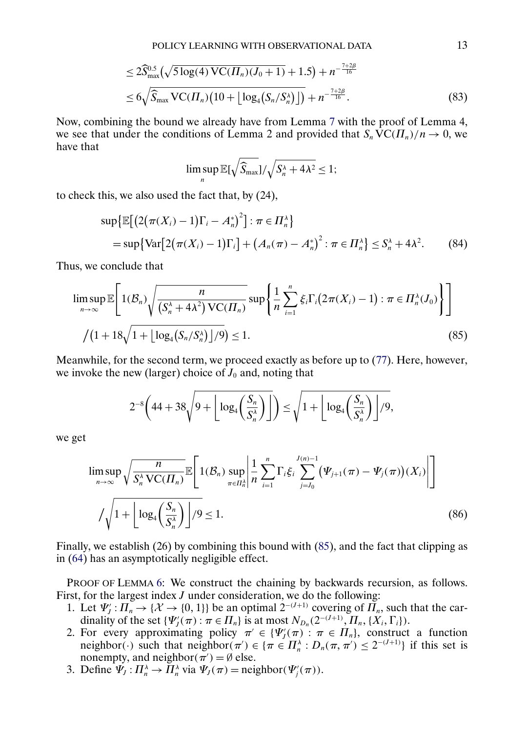$$
\begin{aligned}
&\leq 2\widehat{S}_{\max}^{0.5}\left(\sqrt{5\log(4)\,\mathrm{VC}(\Pi_n)(J_0+1)}+1.5\right)+n^{-\frac{7+2\beta}{16}} \\
&\leq 6\sqrt{\widehat{S}_{\max}\,\mathrm{VC}(\Pi_n)\left(10+\left\lfloor\log_4\left(S_n/S_n^{\lambda}\right)\right\rfloor\right)}+n^{-\frac{7+2\beta}{16}}.
\end{aligned}
\tag{83}
$$

Now, combining the bound we already have from Lemma 7 with the proof of Lemma 4, we see that under the conditions of Lemma 2 and provided that $S_n\,\mathrm{VC}(\Pi_n)/n \to 0$, we have that

$$
\limsup_n \mathbb{E}\left[\sqrt{\widehat{S}_{\max}}\right]/\sqrt{S_n^{\lambda}+4\lambda^2} \leq 1;
$$

to check this, we also used the fact that, by (24),

$$
\begin{aligned}
&\sup\left\{\mathbb{E}\left[\left(2\left(\pi(X_i)-1\right)\Gamma_i - A_n^*\right)^2\right] : \pi \in \Pi_n^{\lambda}\right\} \\
&\quad = \sup\left\{\mathrm{Var}\left[2\left(\pi(X_i)-1\right)\Gamma_i\right] + \left(A_n(\pi)-A_n^*\right)^2 : \pi \in \Pi_n^{\lambda}\right\} \leq S_n^{\lambda}+4\lambda^2.
\end{aligned}
\tag{84}
$$

Thus, we conclude that

$$
\begin{aligned}
&\limsup_{n\to\infty} \mathbb{E}\left[1(\mathcal{B}_n)\sqrt{\frac{n}{\left(S_n^{\lambda}+4\lambda^2\right)\mathrm{VC}(\Pi_n)}}\sup\left\{\frac{1}{n}\sum_{i=1}^n \xi_i\Gamma_i\left(2\pi(X_i)-1\right) : \pi \in \Pi_n^{\lambda}(J_0)\right\}\right] \\
&\quad \Big/ \left(1+18\sqrt{1+\left\lfloor\log_4\left(S_n/S_n^{\lambda}\right)\right\rfloor/9}\right) \leq 1.
\end{aligned}
\tag{85}
$$

Meanwhile, for the second term, we proceed exactly as before up to (77). Here, however, we invoke the new (larger) choice of $J_0$ and, noting that

$$
2^{-8}\left(44+38\sqrt{9+\left\lfloor\log_4\left(\frac{S_n}{S_n^{\lambda}}\right)\right\rfloor}\right) \leq \sqrt{1+\left\lfloor\log_4\left(\frac{S_n}{S_n^{\lambda}}\right)\right\rfloor/9},
$$

we get

$$
\begin{aligned}
&\limsup_{n\to\infty} \sqrt{\frac{n}{S_n^{\lambda}\,\mathrm{VC}(\Pi_n)}}\,\mathbb{E}\left[1(\mathcal{B}_n)\sup_{\pi\in\Pi_n^{\lambda}}\left|\frac{1}{n}\sum_{i=1}^n \Gamma_i\xi_i\sum_{j=J_0}^{J(n)-1}\left(\Psi_{j+1}(\pi)-\Psi_j(\pi)\right)(X_i)\right|\right] \\
&\quad \Big/ \sqrt{1+\left\lfloor\log_4\left(\frac{S_n}{S_n^{\lambda}}\right)\right\rfloor/9} \leq 1.
\end{aligned}
\tag{86}
$$

Finally, we establish (26) by combining this bound with (85), and the fact that clipping as in (64) has an asymptotically negligible effect.

PROOF OF LEMMA 6: We construct the chaining by backwards recursion, as follows. First, for the largest index $J$ under consideration, we do the following:

1. Let $\Psi_J' : \Pi_n \to \{\mathcal{X} \to \{0,1\}\}$ be an optimal $2^{-(J+1)}$ covering of $\Pi_n$, such that the cardinality of the set $\{\Psi_J'(\pi) : \pi \in \Pi_n\}$ is at most $N_{D_n}(2^{-(J+1)}, \Pi_n, \{X_i, \Gamma_i\})$.
2. For every approximating policy $\pi' \in \{\Psi_J'(\pi) : \pi \in \Pi_n\}$, construct a function neighbor$(\cdot)$ such that neighbor$(\pi') \in \{\pi \in \Pi_n^{\lambda} : D_n(\pi, \pi') \leq 2^{-(J+1)}\}$ if this set is nonempty, and neighbor$(\pi') = \emptyset$ else.
3. Define $\Psi_J : \Pi_n^{\lambda} \to \Pi_n^{\lambda}$ via $\Psi_J(\pi) = \text{neighbor}(\Psi_j'(\pi))$.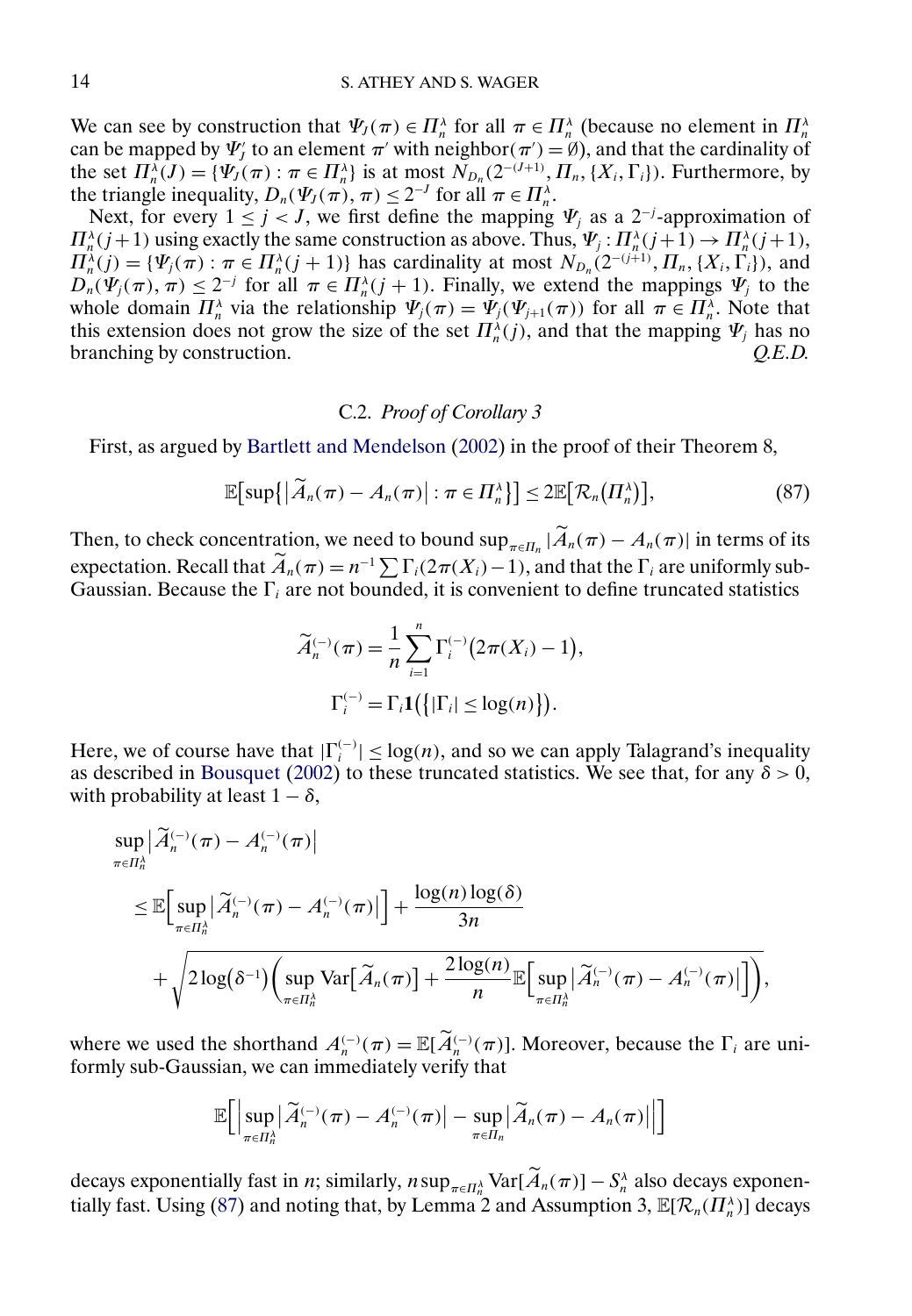We can see by construction that $\Psi_J(\pi) \in \Pi_n^\lambda$ for all $\pi \in \Pi_n^\lambda$ (because no element in $\Pi_n^\lambda$ can be mapped by $\Psi_J'$ to an element $\pi'$ with neighbor$(\pi') = \emptyset$), and that the cardinality of the set $\Pi_n^\lambda(J) = \{\Psi_J(\pi) : \pi \in \Pi_n^\lambda\}$ is at most $N_{D_n}(2^{-(J+1)}, \Pi_n, \{X_i, \Gamma_i\})$. Furthermore, by the triangle inequality, $D_n(\Psi_J(\pi), \pi) \le 2^{-J}$ for all $\pi \in \Pi_n^\lambda$.

Next, for every $1 \le j < J$, we first define the mapping $\Psi_j$ as a $2^{-j}$-approximation of $\Pi_n^\lambda(j+1)$ using exactly the same construction as above. Thus, $\Psi_j : \Pi_n^\lambda(j+1) \to \Pi_n^\lambda(j+1)$, $\Pi_n^\lambda(j) = \{\Psi_j(\pi) : \pi \in \Pi_n^\lambda(j+1)\}$ has cardinality at most $N_{D_n}(2^{-(j+1)}, \Pi_n, \{X_i, \Gamma_i\})$, and $D_n(\Psi_j(\pi), \pi) \le 2^{-j}$ for all $\pi \in \Pi_n^\lambda(j+1)$. Finally, we extend the mappings $\Psi_j$ to the whole domain $\Pi_n^\lambda$ via the relationship $\Psi_j(\pi) = \Psi_j(\Psi_{j+1}(\pi))$ for all $\pi \in \Pi_n^\lambda$. Note that this extension does not grow the size of the set $\Pi_n^\lambda(j)$, and that the mapping $\Psi_j$ has no branching by construction. *Q.E.D.*

### C.2. *Proof of Corollary 3*

First, as argued by Bartlett and Mendelson (2002) in the proof of their Theorem 8,

$$\mathbb{E}\big[\sup\big\{\big|\widetilde{A}_n(\pi) - A_n(\pi)\big| : \pi \in \Pi_n^\lambda\big\}\big] \le 2\mathbb{E}\big[\mathcal{R}_n\big(\Pi_n^\lambda\big)\big], \tag{87}$$

Then, to check concentration, we need to bound $\sup_{\pi \in \Pi_n} |\widetilde{A}_n(\pi) - A_n(\pi)|$ in terms of its expectation. Recall that $\widetilde{A}_n(\pi) = n^{-1} \sum \Gamma_i (2\pi(X_i) - 1)$, and that the $\Gamma_i$ are uniformly sub-Gaussian. Because the $\Gamma_i$ are not bounded, it is convenient to define truncated statistics

$$\widetilde{A}_n^{(-)}(\pi) = \frac{1}{n} \sum_{i=1}^n \Gamma_i^{(-)}\big(2\pi(X_i) - 1\big),$$

$$\Gamma_i^{(-)} = \Gamma_i \mathbf{1}\big(\big\{|\Gamma_i| \le \log(n)\big\}\big).$$

Here, we of course have that $|\Gamma_i^{(-)}| \le \log(n)$, and so we can apply Talagrand's inequality as described in Bousquet (2002) to these truncated statistics. We see that, for any $\delta > 0$, with probability at least $1 - \delta$,

$$\begin{aligned}
&\sup_{\pi \in \Pi_n^\lambda} \big|\widetilde{A}_n^{(-)}(\pi) - A_n^{(-)}(\pi)\big| \\
&\quad \le \mathbb{E}\Big[\sup_{\pi \in \Pi_n^\lambda} \big|\widetilde{A}_n^{(-)}(\pi) - A_n^{(-)}(\pi)\big|\Big] + \frac{\log(n)\log(\delta)}{3n} \\
&\qquad + \sqrt{2\log\big(\delta^{-1}\big)\bigg(\sup_{\pi \in \Pi_n^\lambda} \operatorname{Var}\big[\widetilde{A}_n(\pi)\big] + \frac{2\log(n)}{n}\mathbb{E}\Big[\sup_{\pi \in \Pi_n^\lambda} \big|\widetilde{A}_n^{(-)}(\pi) - A_n^{(-)}(\pi)\big|\Big]\bigg)},
\end{aligned}$$

where we used the shorthand $A_n^{(-)}(\pi) = \mathbb{E}[\widetilde{A}_n^{(-)}(\pi)]$. Moreover, because the $\Gamma_i$ are uniformly sub-Gaussian, we can immediately verify that

$$\mathbb{E}\Big[\Big|\sup_{\pi \in \Pi_n^\lambda} \big|\widetilde{A}_n^{(-)}(\pi) - A_n^{(-)}(\pi)\big| - \sup_{\pi \in \Pi_n} \big|\widetilde{A}_n(\pi) - A_n(\pi)\big|\Big|\Big]$$

decays exponentially fast in $n$; similarly, $n \sup_{\pi \in \Pi_n^\lambda} \operatorname{Var}[\widetilde{A}_n(\pi)] - S_n^\lambda$ also decays exponentially fast. Using (87) and noting that, by Lemma 2 and Assumption 3, $\mathbb{E}[\mathcal{R}_n(\Pi_n^\lambda)]$ decays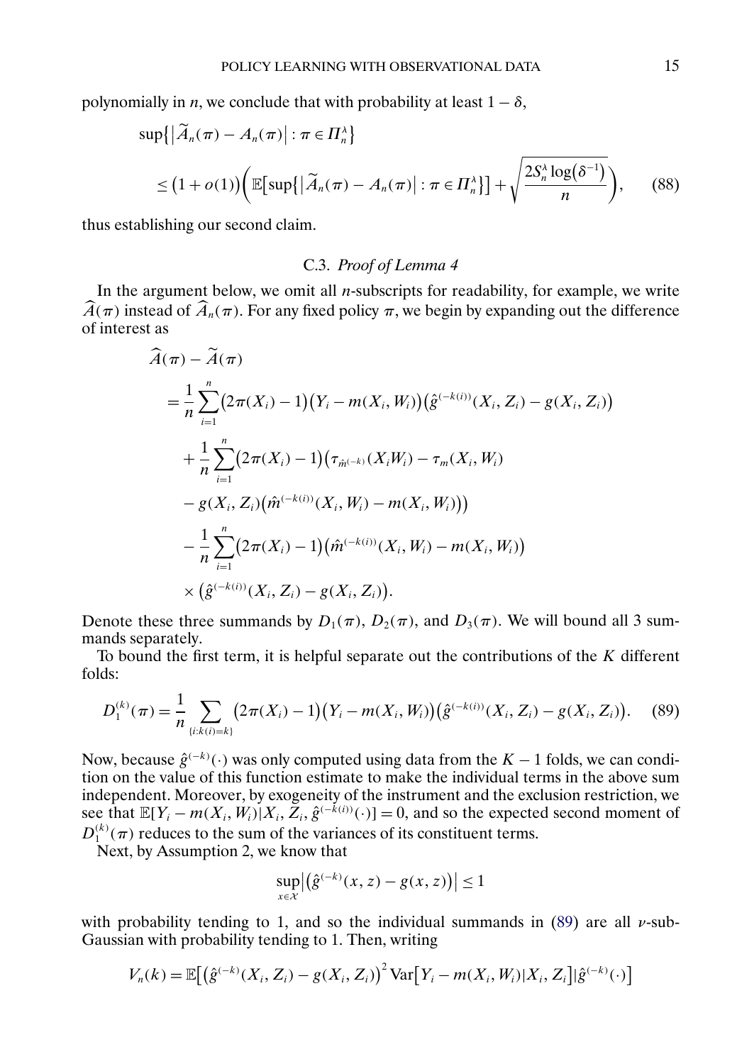polynomially in $n$, we conclude that with probability at least $1-\delta$,

$$\sup\{|\widetilde{A}_n(\pi) - A_n(\pi)| : \pi \in \Pi_n^\lambda\}$$
$$\leq (1+o(1))\left(\mathbb{E}[\sup\{|\widetilde{A}_n(\pi) - A_n(\pi)| : \pi \in \Pi_n^\lambda\}] + \sqrt{\frac{2S_n^\lambda \log(\delta^{-1})}{n}}\right), \tag{88}$$

thus establishing our second claim.

### C.3. *Proof of Lemma 4*

In the argument below, we omit all $n$-subscripts for readability, for example, we write $\widehat{A}(\pi)$ instead of $\widehat{A}_n(\pi)$. For any fixed policy $\pi$, we begin by expanding out the difference of interest as

$$\widehat{A}(\pi) - \widetilde{A}(\pi)$$
$$= \frac{1}{n}\sum_{i=1}^{n}(2\pi(X_i)-1)(Y_i - m(X_i, W_i))(\hat{g}^{(-k(i))}(X_i, Z_i) - g(X_i, Z_i))$$
$$+ \frac{1}{n}\sum_{i=1}^{n}(2\pi(X_i)-1)(\tau_{\hat{m}^{(-k)}}(X_i W_i) - \tau_m(X_i, W_i)$$
$$- g(X_i, Z_i)(\hat{m}^{(-k(i))}(X_i, W_i) - m(X_i, W_i)))$$
$$- \frac{1}{n}\sum_{i=1}^{n}(2\pi(X_i)-1)(\hat{m}^{(-k(i))}(X_i, W_i) - m(X_i, W_i))$$
$$\times (\hat{g}^{(-k(i))}(X_i, Z_i) - g(X_i, Z_i)).$$

Denote these three summands by $D_1(\pi)$, $D_2(\pi)$, and $D_3(\pi)$. We will bound all 3 summands separately.

To bound the first term, it is helpful separate out the contributions of the $K$ different folds:

$$D_1^{(k)}(\pi) = \frac{1}{n}\sum_{\{i:k(i)=k\}}(2\pi(X_i)-1)(Y_i - m(X_i, W_i))(\hat{g}^{(-k(i))}(X_i, Z_i) - g(X_i, Z_i)). \tag{89}$$

Now, because $\hat{g}^{(-k)}(\cdot)$ was only computed using data from the $K-1$ folds, we can condition on the value of this function estimate to make the individual terms in the above sum independent. Moreover, by exogeneity of the instrument and the exclusion restriction, we see that $\mathbb{E}[Y_i - m(X_i, W_i)|X_i, Z_i, \hat{g}^{(-k(i))}(\cdot)] = 0$, and so the expected second moment of $D_1^{(k)}(\pi)$ reduces to the sum of the variances of its constituent terms.

Next, by Assumption 2, we know that

$$\sup_{x\in\mathcal{X}}|(\hat{g}^{(-k)}(x, z) - g(x, z))| \leq 1$$

with probability tending to 1, and so the individual summands in (89) are all $\nu$-sub-Gaussian with probability tending to 1. Then, writing

$$V_n(k) = \mathbb{E}[(\hat{g}^{(-k)}(X_i, Z_i) - g(X_i, Z_i))^2 \operatorname{Var}[Y_i - m(X_i, W_i)|X_i, Z_i]|\hat{g}^{(-k)}(\cdot)]$$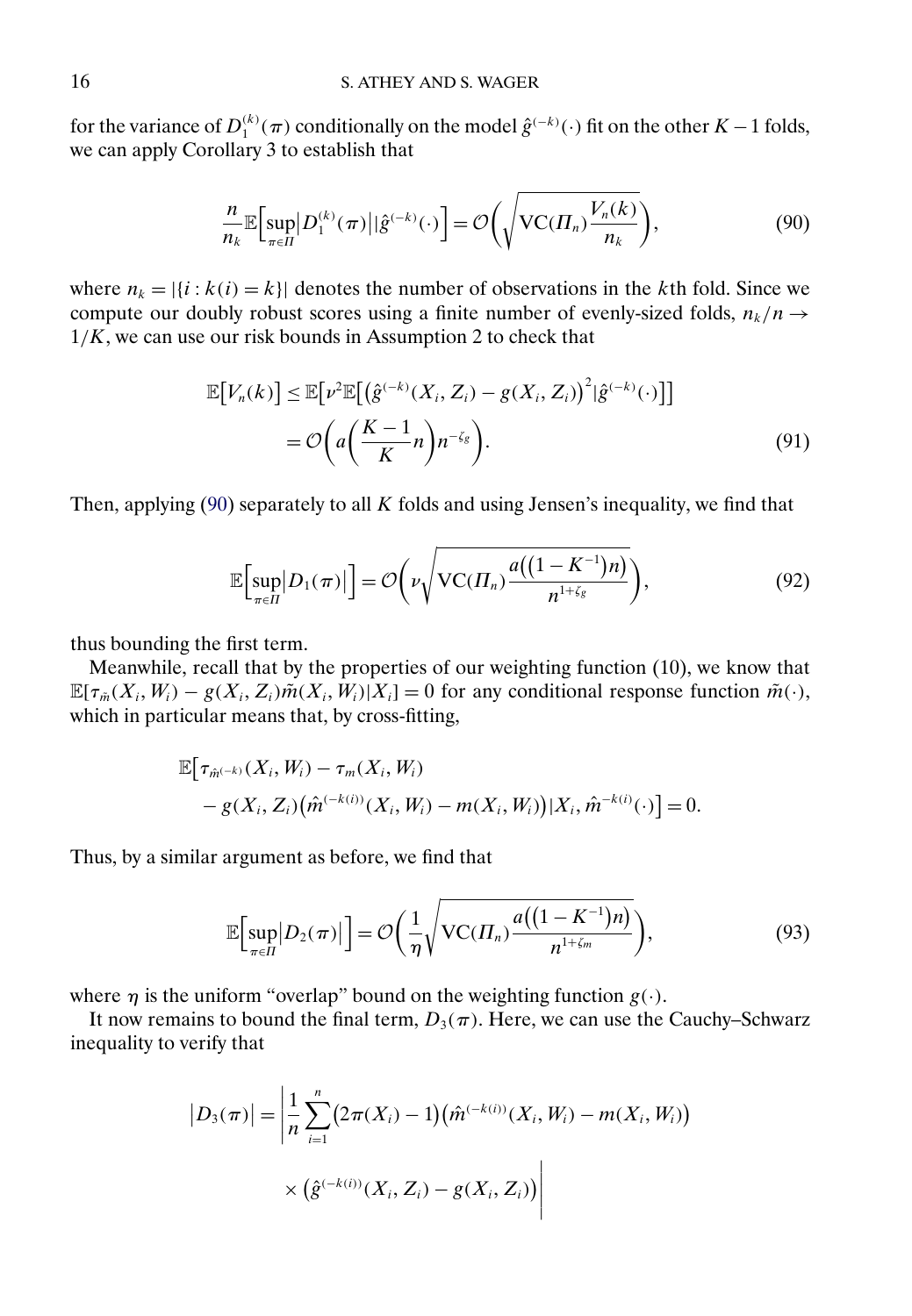for the variance of $D_1^{(k)}(\pi)$ conditionally on the model $\hat{g}^{(-k)}(\cdot)$ fit on the other $K-1$ folds, we can apply Corollary 3 to establish that

$$\frac{n}{n_k}\mathbb{E}\Big[\sup_{\pi\in\Pi}\big|D_1^{(k)}(\pi)\big|\big|\hat{g}^{(-k)}(\cdot)\Big] = \mathcal{O}\bigg(\sqrt{\mathrm{VC}(\Pi_n)\frac{V_n(k)}{n_k}}\bigg), \tag{90}$$

where $n_k = |\{i : k(i) = k\}|$ denotes the number of observations in the $k$th fold. Since we compute our doubly robust scores using a finite number of evenly-sized folds, $n_k/n \to 1/K$, we can use our risk bounds in Assumption 2 to check that

$$\begin{aligned}
\mathbb{E}\big[V_n(k)\big] &\leq \mathbb{E}\big[\nu^2\mathbb{E}\big[\big(\hat{g}^{(-k)}(X_i, Z_i) - g(X_i, Z_i)\big)^2|\hat{g}^{(-k)}(\cdot)\big]\big] \\
&= \mathcal{O}\bigg(a\bigg(\frac{K-1}{K}n\bigg)n^{-\zeta_g}\bigg).
\end{aligned} \tag{91}$$

Then, applying (90) separately to all $K$ folds and using Jensen's inequality, we find that

$$\mathbb{E}\Big[\sup_{\pi\in\Pi}\big|D_1(\pi)\big|\Big] = \mathcal{O}\bigg(\nu\sqrt{\mathrm{VC}(\Pi_n)\frac{a\big((1-K^{-1})n\big)}{n^{1+\zeta_g}}}\bigg), \tag{92}$$

thus bounding the first term.

Meanwhile, recall that by the properties of our weighting function (10), we know that $\mathbb{E}[\tau_{\tilde{m}}(X_i, W_i) - g(X_i, Z_i)\tilde{m}(X_i, W_i)|X_i] = 0$ for any conditional response function $\tilde{m}(\cdot)$, which in particular means that, by cross-fitting,

$$\begin{aligned}
&\mathbb{E}\big[\tau_{\hat{m}^{(-k)}}(X_i, W_i) - \tau_m(X_i, W_i) \\
&\quad - g(X_i, Z_i)\big(\hat{m}^{(-k(i))}(X_i, W_i) - m(X_i, W_i)\big)|X_i, \hat{m}^{-k(i)}(\cdot)\big] = 0.
\end{aligned}$$

Thus, by a similar argument as before, we find that

$$\mathbb{E}\Big[\sup_{\pi\in\Pi}\big|D_2(\pi)\big|\Big] = \mathcal{O}\bigg(\frac{1}{\eta}\sqrt{\mathrm{VC}(\Pi_n)\frac{a\big((1-K^{-1})n\big)}{n^{1+\zeta_m}}}\bigg), \tag{93}$$

where $\eta$ is the uniform "overlap" bound on the weighting function $g(\cdot)$.

It now remains to bound the final term, $D_3(\pi)$. Here, we can use the Cauchy–Schwarz inequality to verify that

$$\begin{aligned}
\big|D_3(\pi)\big| = \bigg|&\frac{1}{n}\sum_{i=1}^{n}\big(2\pi(X_i) - 1\big)\big(\hat{m}^{(-k(i))}(X_i, W_i) - m(X_i, W_i)\big) \\
&\times \big(\hat{g}^{(-k(i))}(X_i, Z_i) - g(X_i, Z_i)\big)\bigg|
\end{aligned}$$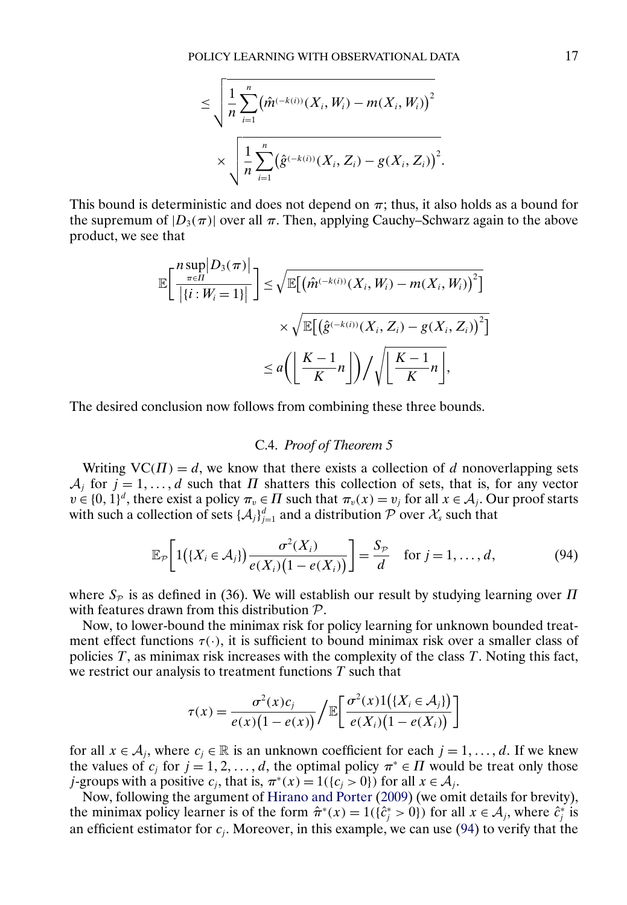$$
\leq \sqrt{\frac{1}{n}\sum_{i=1}^{n}\left(\hat{m}^{(-k(i))}(X_i, W_i) - m(X_i, W_i)\right)^2}
$$

$$
\times \sqrt{\frac{1}{n}\sum_{i=1}^{n}\left(\hat{g}^{(-k(i))}(X_i, Z_i) - g(X_i, Z_i)\right)^2}.
$$

This bound is deterministic and does not depend on $\pi$; thus, it also holds as a bound for the supremum of $|D_3(\pi)|$ over all $\pi$. Then, applying Cauchy–Schwarz again to the above product, we see that

$$
\mathbb{E}\left[\frac{n \sup_{\pi \in \Pi}\left|D_3(\pi)\right|}{\left|\{i : W_i = 1\}\right|}\right] \leq \sqrt{\mathbb{E}\left[\left(\hat{m}^{(-k(i))}(X_i, W_i) - m(X_i, W_i)\right)^2\right]}
$$

$$
\times \sqrt{\mathbb{E}\left[\left(\hat{g}^{(-k(i))}(X_i, Z_i) - g(X_i, Z_i)\right)^2\right]}
$$

$$
\leq a\left(\left\lfloor \frac{K-1}{K}n \right\rfloor\right) \Big/ \sqrt{\left\lfloor \frac{K-1}{K}n \right\rfloor},
$$

The desired conclusion now follows from combining these three bounds.

### C.4. *Proof of Theorem 5*

Writing $\mathrm{VC}(\Pi) = d$, we know that there exists a collection of $d$ nonoverlapping sets $\mathcal{A}_j$ for $j = 1, \dots, d$ such that $\Pi$ shatters this collection of sets, that is, for any vector $v \in \{0, 1\}^d$, there exist a policy $\pi_v \in \Pi$ such that $\pi_v(x) = v_j$ for all $x \in \mathcal{A}_j$. Our proof starts with such a collection of sets $\{\mathcal{A}_j\}_{j=1}^d$ and a distribution $\mathcal{P}$ over $\mathcal{X}_s$ such that

$$
\mathbb{E}_{\mathcal{P}}\left[1\left(\{X_i \in \mathcal{A}_j\}\right)\frac{\sigma^2(X_i)}{e(X_i)\left(1 - e(X_i)\right)}\right] = \frac{S_{\mathcal{P}}}{d} \quad \text{for } j = 1, \dots, d, \tag{94}
$$

where $S_{\mathcal{P}}$ is as defined in (36). We will establish our result by studying learning over $\Pi$ with features drawn from this distribution $\mathcal{P}$.

Now, to lower-bound the minimax risk for policy learning for unknown bounded treatment effect functions $\tau(\cdot)$, it is sufficient to bound minimax risk over a smaller class of policies $T$, as minimax risk increases with the complexity of the class $T$. Noting this fact, we restrict our analysis to treatment functions $T$ such that

$$
\tau(x) = \frac{\sigma^2(x)c_j}{e(x)\left(1 - e(x)\right)} \Big/ \mathbb{E}\left[\frac{\sigma^2(x)1\left(\{X_i \in \mathcal{A}_j\}\right)}{e(X_i)\left(1 - e(X_i)\right)}\right]
$$

for all $x \in \mathcal{A}_j$, where $c_j \in \mathbb{R}$ is an unknown coefficient for each $j = 1, \dots, d$. If we knew the values of $c_j$ for $j = 1, 2, \dots, d$, the optimal policy $\pi^* \in \Pi$ would be treat only those $j$-groups with a positive $c_j$, that is, $\pi^*(x) = 1(\{c_j > 0\})$ for all $x \in \mathcal{A}_j$.

Now, following the argument of Hirano and Porter (2009) (we omit details for brevity), the minimax policy learner is of the form $\hat{\pi}^*(x) = 1(\{\hat{c}_j^* > 0\})$ for all $x \in \mathcal{A}_j$, where $\hat{c}_j^*$ is an efficient estimator for $c_j$. Moreover, in this example, we can use (94) to verify that the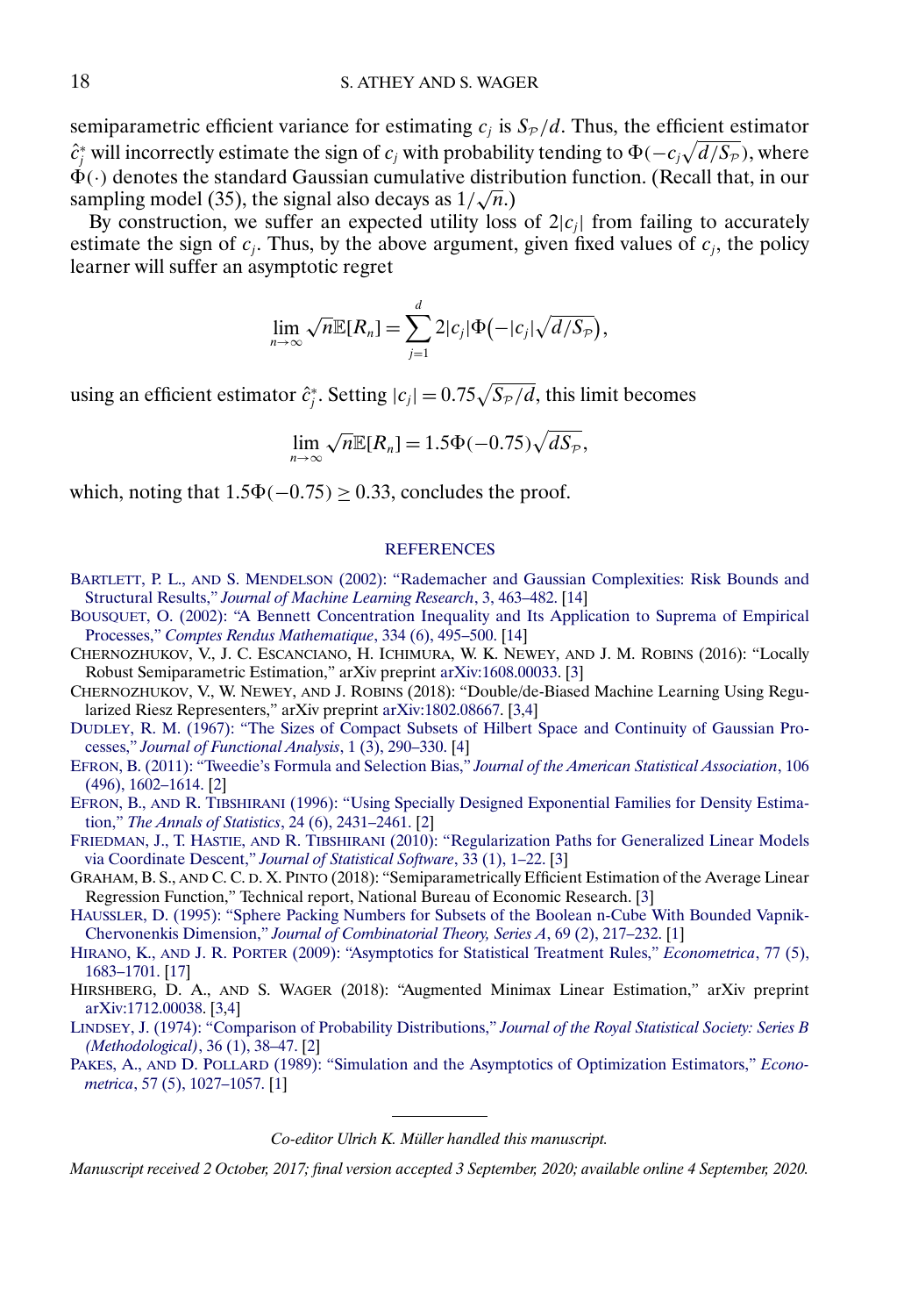semiparametric efficient variance for estimating $c_j$ is $S_{\mathcal{P}}/d$. Thus, the efficient estimator $\hat{c}_j^*$ will incorrectly estimate the sign of $c_j$ with probability tending to $\Phi(-c_j\sqrt{d/S_{\mathcal{P}}})$, where $\Phi(\cdot)$ denotes the standard Gaussian cumulative distribution function. (Recall that, in our sampling model (35), the signal also decays as $1/\sqrt{n}$.)

By construction, we suffer an expected utility loss of $2|c_j|$ from failing to accurately estimate the sign of $c_j$. Thus, by the above argument, given fixed values of $c_j$, the policy learner will suffer an asymptotic regret

$$\lim_{n\to\infty}\sqrt{n}\mathbb{E}[R_n] = \sum_{j=1}^{d} 2|c_j|\Phi\big(-|c_j|\sqrt{d/S_{\mathcal{P}}}\big),$$

using an efficient estimator $\hat{c}_j^*$. Setting $|c_j| = 0.75\sqrt{S_{\mathcal{P}}/d}$, this limit becomes

$$\lim_{n\to\infty}\sqrt{n}\mathbb{E}[R_n] = 1.5\Phi(-0.75)\sqrt{dS_{\mathcal{P}}},$$

which, noting that $1.5\Phi(-0.75) \geq 0.33$, concludes the proof.

## REFERENCES

BARTLETT, P. L., AND S. MENDELSON (2002): "Rademacher and Gaussian Complexities: Risk Bounds and Structural Results," *Journal of Machine Learning Research*, 3, 463–482. [14]

BOUSQUET, O. (2002): "A Bennett Concentration Inequality and Its Application to Suprema of Empirical Processes," *Comptes Rendus Mathematique*, 334 (6), 495–500. [14]

CHERNOZHUKOV, V., J. C. ESCANCIANO, H. ICHIMURA, W. K. NEWEY, AND J. M. ROBINS (2016): "Locally Robust Semiparametric Estimation," arXiv preprint arXiv:1608.00033. [3]

CHERNOZHUKOV, V., W. NEWEY, AND J. ROBINS (2018): "Double/de-Biased Machine Learning Using Regularized Riesz Representers," arXiv preprint arXiv:1802.08667. [3,4]

DUDLEY, R. M. (1967): "The Sizes of Compact Subsets of Hilbert Space and Continuity of Gaussian Processes," *Journal of Functional Analysis*, 1 (3), 290–330. [4]

EFRON, B. (2011): "Tweedie's Formula and Selection Bias," *Journal of the American Statistical Association*, 106 (496), 1602–1614. [2]

EFRON, B., AND R. TIBSHIRANI (1996): "Using Specially Designed Exponential Families for Density Estimation," *The Annals of Statistics*, 24 (6), 2431–2461. [2]

FRIEDMAN, J., T. HASTIE, AND R. TIBSHIRANI (2010): "Regularization Paths for Generalized Linear Models via Coordinate Descent," *Journal of Statistical Software*, 33 (1), 1–22. [3]

GRAHAM, B. S., AND C. C. D. X. PINTO (2018): "Semiparametrically Efficient Estimation of the Average Linear Regression Function," Technical report, National Bureau of Economic Research. [3]

HAUSSLER, D. (1995): "Sphere Packing Numbers for Subsets of the Boolean n-Cube With Bounded Vapnik-Chervonenkis Dimension," *Journal of Combinatorial Theory, Series A*, 69 (2), 217–232. [1]

HIRANO, K., AND J. R. PORTER (2009): "Asymptotics for Statistical Treatment Rules," *Econometrica*, 77 (5), 1683–1701. [17]

HIRSHBERG, D. A., AND S. WAGER (2018): "Augmented Minimax Linear Estimation," arXiv preprint arXiv:1712.00038. [3,4]

LINDSEY, J. (1974): "Comparison of Probability Distributions," *Journal of the Royal Statistical Society: Series B (Methodological)*, 36 (1), 38–47. [2]

PAKES, A., AND D. POLLARD (1989): "Simulation and the Asymptotics of Optimization Estimators," *Econometrica*, 57 (5), 1027–1057. [1]

---

*Co-editor Ulrich K. Müller handled this manuscript.*

*Manuscript received 2 October, 2017; final version accepted 3 September, 2020; available online 4 September, 2020.*